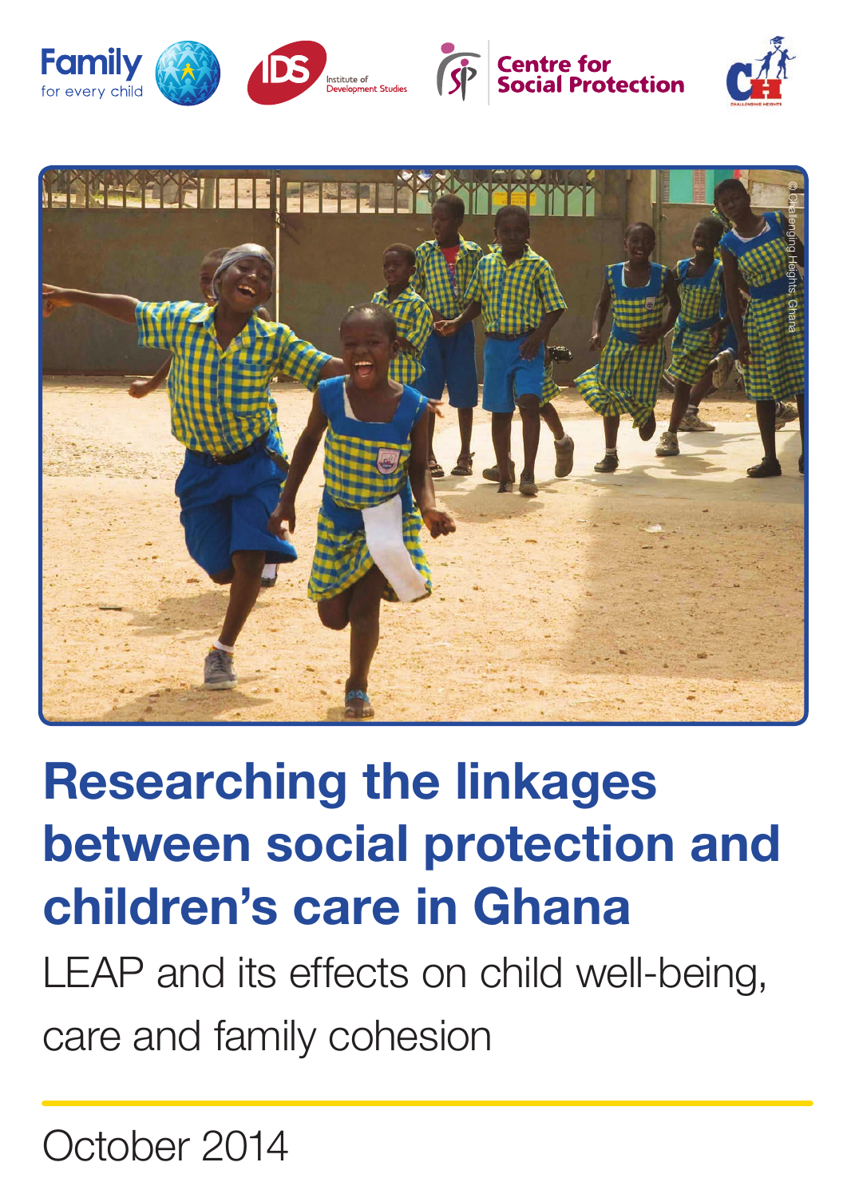Family for every child

IDS Institute of Development Studies

Centre for Social Protection

© Challenging Heights, Ghana

# Researching the linkages between social protection and children's care in Ghana

## LEAP and its effects on child well-being, care and family cohesion

October 2014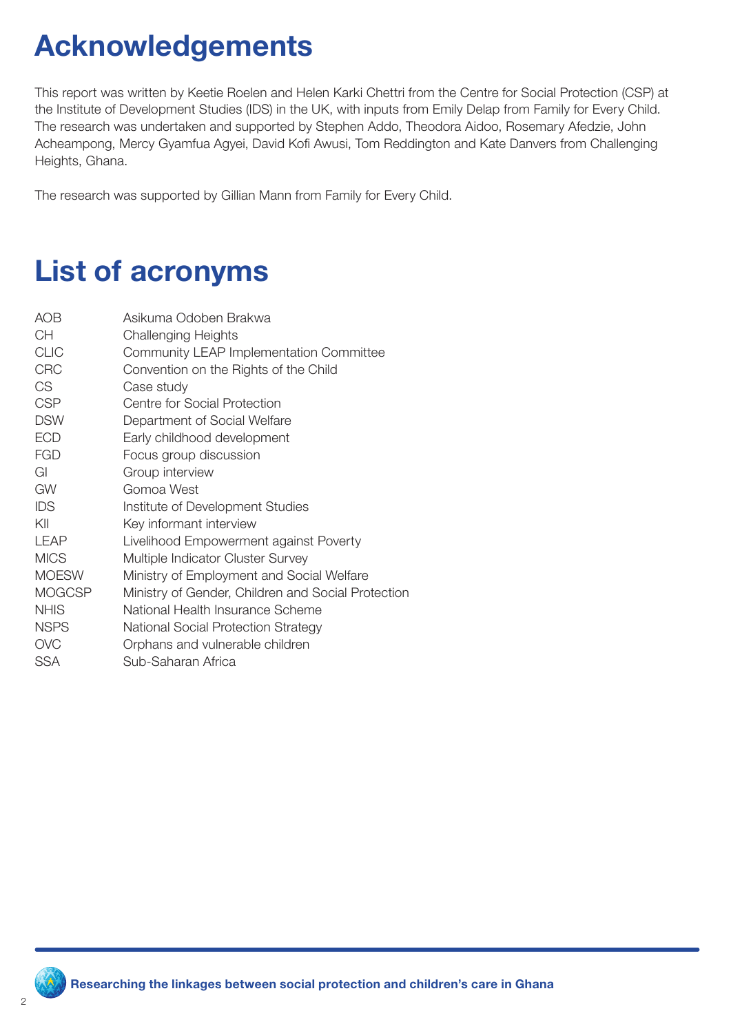# Acknowledgements

This report was written by Keetie Roelen and Helen Karki Chettri from the Centre for Social Protection (CSP) at the Institute of Development Studies (IDS) in the UK, with inputs from Emily Delap from Family for Every Child. The research was undertaken and supported by Stephen Addo, Theodora Aidoo, Rosemary Afedzie, John Acheampong, Mercy Gyamfua Agyei, David Kofi Awusi, Tom Reddington and Kate Danvers from Challenging Heights, Ghana.

The research was supported by Gillian Mann from Family for Every Child.

# List of acronyms

| | |
|---|---|
| AOB | Asikuma Odoben Brakwa |
| CH | Challenging Heights |
| CLIC | Community LEAP Implementation Committee |
| CRC | Convention on the Rights of the Child |
| CS | Case study |
| CSP | Centre for Social Protection |
| DSW | Department of Social Welfare |
| ECD | Early childhood development |
| FGD | Focus group discussion |
| GI | Group interview |
| GW | Gomoa West |
| IDS | Institute of Development Studies |
| KII | Key informant interview |
| LEAP | Livelihood Empowerment against Poverty |
| MICS | Multiple Indicator Cluster Survey |
| MOESW | Ministry of Employment and Social Welfare |
| MOGCSP | Ministry of Gender, Children and Social Protection |
| NHIS | National Health Insurance Scheme |
| NSPS | National Social Protection Strategy |
| OVC | Orphans and vulnerable children |
| SSA | Sub-Saharan Africa |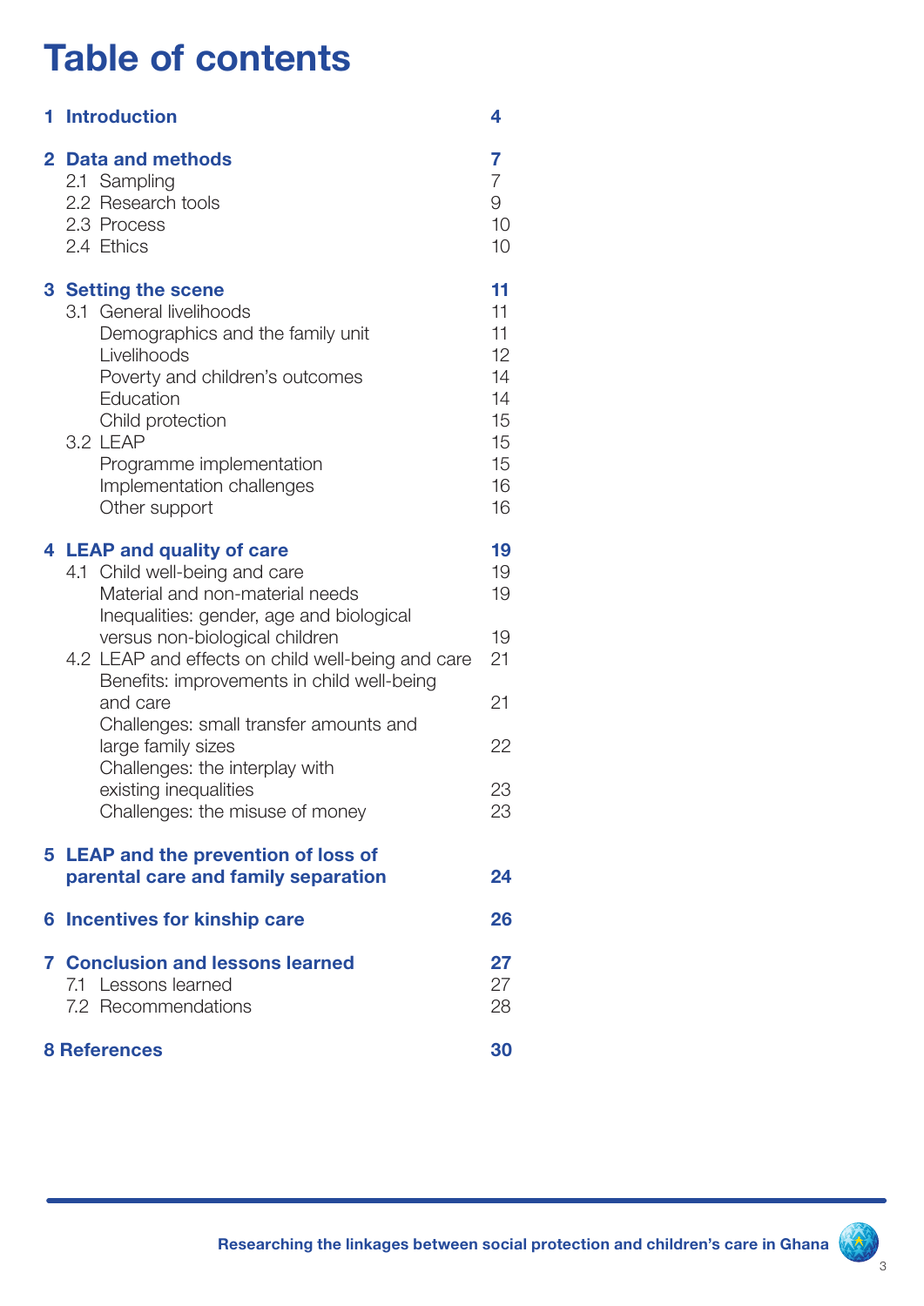# Table of contents

| | |
|---|---|
| **1 Introduction** | **4** |
| **2 Data and methods** | **7** |
| 2.1 Sampling | 7 |
| 2.2 Research tools | 9 |
| 2.3 Process | 10 |
| 2.4 Ethics | 10 |
| **3 Setting the scene** | **11** |
| 3.1 General livelihoods | 11 |
| Demographics and the family unit | 11 |
| Livelihoods | 12 |
| Poverty and children's outcomes | 14 |
| Education | 14 |
| Child protection | 15 |
| 3.2 LEAP | 15 |
| Programme implementation | 15 |
| Implementation challenges | 16 |
| Other support | 16 |
| **4 LEAP and quality of care** | **19** |
| 4.1 Child well-being and care | 19 |
| Material and non-material needs | 19 |
| Inequalities: gender, age and biological versus non-biological children | 19 |
| 4.2 LEAP and effects on child well-being and care | 21 |
| Benefits: improvements in child well-being and care | 21 |
| Challenges: small transfer amounts and large family sizes | 22 |
| Challenges: the interplay with existing inequalities | 23 |
| Challenges: the misuse of money | 23 |
| **5 LEAP and the prevention of loss of parental care and family separation** | **24** |
| **6 Incentives for kinship care** | **26** |
| **7 Conclusion and lessons learned** | **27** |
| 7.1 Lessons learned | 27 |
| 7.2 Recommendations | 28 |
| **8 References** | **30** |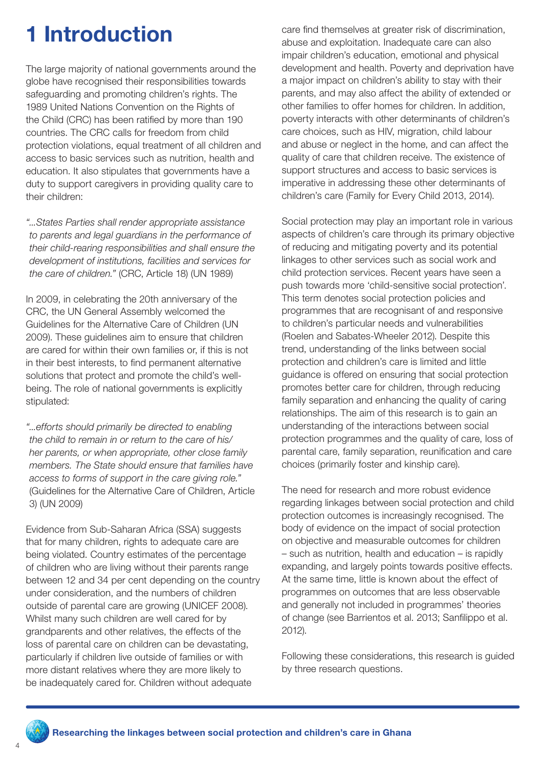# 1 Introduction

The large majority of national governments around the globe have recognised their responsibilities towards safeguarding and promoting children's rights. The 1989 United Nations Convention on the Rights of the Child (CRC) has been ratified by more than 190 countries. The CRC calls for freedom from child protection violations, equal treatment of all children and access to basic services such as nutrition, health and education. It also stipulates that governments have a duty to support caregivers in providing quality care to their children:

> *"...States Parties shall render appropriate assistance to parents and legal guardians in the performance of their child-rearing responsibilities and shall ensure the development of institutions, facilities and services for the care of children."* (CRC, Article 18) (UN 1989)

In 2009, in celebrating the 20th anniversary of the CRC, the UN General Assembly welcomed the Guidelines for the Alternative Care of Children (UN 2009). These guidelines aim to ensure that children are cared for within their own families or, if this is not in their best interests, to find permanent alternative solutions that protect and promote the child's well-being. The role of national governments is explicitly stipulated:

> *"...efforts should primarily be directed to enabling the child to remain in or return to the care of his/her parents, or when appropriate, other close family members. The State should ensure that families have access to forms of support in the care giving role."* (Guidelines for the Alternative Care of Children, Article 3) (UN 2009)

Evidence from Sub-Saharan Africa (SSA) suggests that for many children, rights to adequate care are being violated. Country estimates of the percentage of children who are living without their parents range between 12 and 34 per cent depending on the country under consideration, and the numbers of children outside of parental care are growing (UNICEF 2008). Whilst many such children are well cared for by grandparents and other relatives, the effects of the loss of parental care on children can be devastating, particularly if children live outside of families or with more distant relatives where they are more likely to be inadequately cared for. Children without adequate care find themselves at greater risk of discrimination, abuse and exploitation. Inadequate care can also impair children's education, emotional and physical development and health. Poverty and deprivation have a major impact on children's ability to stay with their parents, and may also affect the ability of extended or other families to offer homes for children. In addition, poverty interacts with other determinants of children's care choices, such as HIV, migration, child labour and abuse or neglect in the home, and can affect the quality of care that children receive. The existence of support structures and access to basic services is imperative in addressing these other determinants of children's care (Family for Every Child 2013, 2014).

Social protection may play an important role in various aspects of children's care through its primary objective of reducing and mitigating poverty and its potential linkages to other services such as social work and child protection services. Recent years have seen a push towards more 'child-sensitive social protection'. This term denotes social protection policies and programmes that are recognisant of and responsive to children's particular needs and vulnerabilities (Roelen and Sabates-Wheeler 2012). Despite this trend, understanding of the links between social protection and children's care is limited and little guidance is offered on ensuring that social protection promotes better care for children, through reducing family separation and enhancing the quality of caring relationships. The aim of this research is to gain an understanding of the interactions between social protection programmes and the quality of care, loss of parental care, family separation, reunification and care choices (primarily foster and kinship care).

The need for research and more robust evidence regarding linkages between social protection and child protection outcomes is increasingly recognised. The body of evidence on the impact of social protection on objective and measurable outcomes for children – such as nutrition, health and education – is rapidly expanding, and largely points towards positive effects. At the same time, little is known about the effect of programmes on outcomes that are less observable and generally not included in programmes' theories of change (see Barrientos et al. 2013; Sanfilippo et al. 2012).

Following these considerations, this research is guided by three research questions.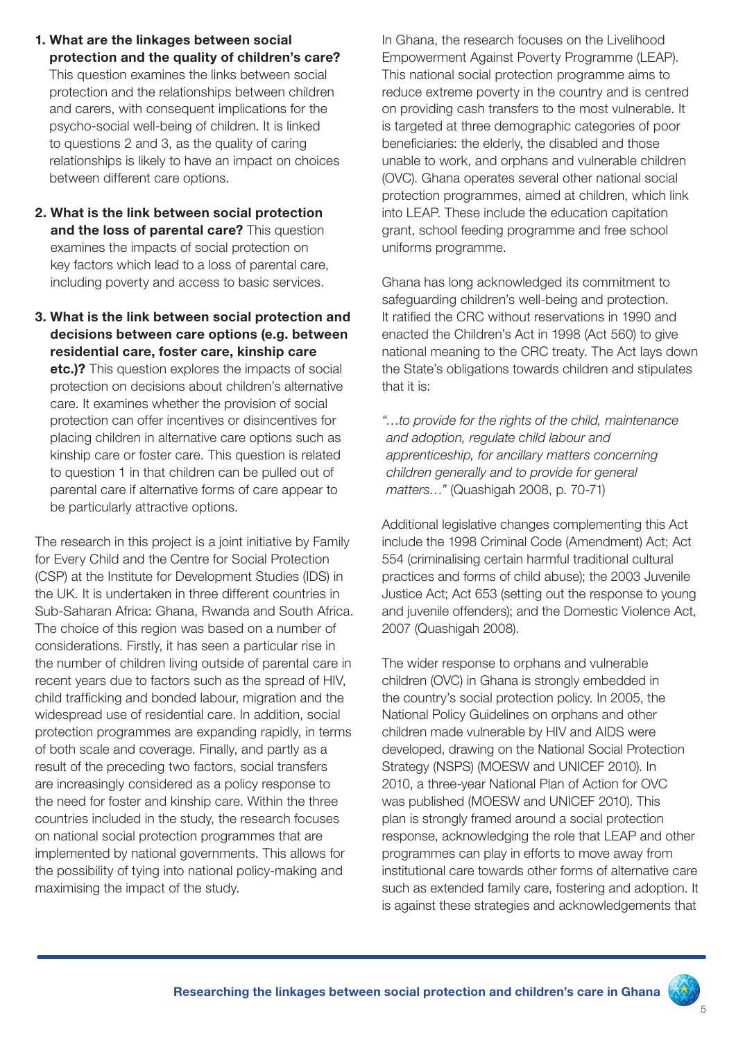1. **What are the linkages between social protection and the quality of children's care?** This question examines the links between social protection and the relationships between children and carers, with consequent implications for the psycho-social well-being of children. It is linked to questions 2 and 3, as the quality of caring relationships is likely to have an impact on choices between different care options.

2. **What is the link between social protection and the loss of parental care?** This question examines the impacts of social protection on key factors which lead to a loss of parental care, including poverty and access to basic services.

3. **What is the link between social protection and decisions between care options (e.g. between residential care, foster care, kinship care etc.)?** This question explores the impacts of social protection on decisions about children's alternative care. It examines whether the provision of social protection can offer incentives or disincentives for placing children in alternative care options such as kinship care or foster care. This question is related to question 1 in that children can be pulled out of parental care if alternative forms of care appear to be particularly attractive options.

The research in this project is a joint initiative by Family for Every Child and the Centre for Social Protection (CSP) at the Institute for Development Studies (IDS) in the UK. It is undertaken in three different countries in Sub-Saharan Africa: Ghana, Rwanda and South Africa. The choice of this region was based on a number of considerations. Firstly, it has seen a particular rise in the number of children living outside of parental care in recent years due to factors such as the spread of HIV, child trafficking and bonded labour, migration and the widespread use of residential care. In addition, social protection programmes are expanding rapidly, in terms of both scale and coverage. Finally, and partly as a result of the preceding two factors, social transfers are increasingly considered as a policy response to the need for foster and kinship care. Within the three countries included in the study, the research focuses on national social protection programmes that are implemented by national governments. This allows for the possibility of tying into national policy-making and maximising the impact of the study.

In Ghana, the research focuses on the Livelihood Empowerment Against Poverty Programme (LEAP). This national social protection programme aims to reduce extreme poverty in the country and is centred on providing cash transfers to the most vulnerable. It is targeted at three demographic categories of poor beneficiaries: the elderly, the disabled and those unable to work, and orphans and vulnerable children (OVC). Ghana operates several other national social protection programmes, aimed at children, which link into LEAP. These include the education capitation grant, school feeding programme and free school uniforms programme.

Ghana has long acknowledged its commitment to safeguarding children's well-being and protection. It ratified the CRC without reservations in 1990 and enacted the Children's Act in 1998 (Act 560) to give national meaning to the CRC treaty. The Act lays down the State's obligations towards children and stipulates that it is:

*"…to provide for the rights of the child, maintenance and adoption, regulate child labour and apprenticeship, for ancillary matters concerning children generally and to provide for general matters…"* (Quashigah 2008, p. 70-71)

Additional legislative changes complementing this Act include the 1998 Criminal Code (Amendment) Act; Act 554 (criminalising certain harmful traditional cultural practices and forms of child abuse); the 2003 Juvenile Justice Act; Act 653 (setting out the response to young and juvenile offenders); and the Domestic Violence Act, 2007 (Quashigah 2008).

The wider response to orphans and vulnerable children (OVC) in Ghana is strongly embedded in the country's social protection policy. In 2005, the National Policy Guidelines on orphans and other children made vulnerable by HIV and AIDS were developed, drawing on the National Social Protection Strategy (NSPS) (MOESW and UNICEF 2010). In 2010, a three-year National Plan of Action for OVC was published (MOESW and UNICEF 2010). This plan is strongly framed around a social protection response, acknowledging the role that LEAP and other programmes can play in efforts to move away from institutional care towards other forms of alternative care such as extended family care, fostering and adoption. It is against these strategies and acknowledgements that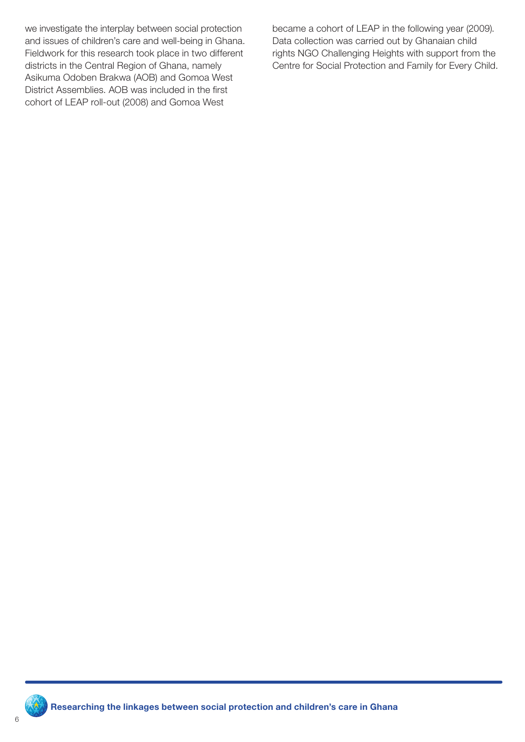we investigate the interplay between social protection and issues of children's care and well-being in Ghana. Fieldwork for this research took place in two different districts in the Central Region of Ghana, namely Asikuma Odoben Brakwa (AOB) and Gomoa West District Assemblies. AOB was included in the first cohort of LEAP roll-out (2008) and Gomoa West became a cohort of LEAP in the following year (2009). Data collection was carried out by Ghanaian child rights NGO Challenging Heights with support from the Centre for Social Protection and Family for Every Child.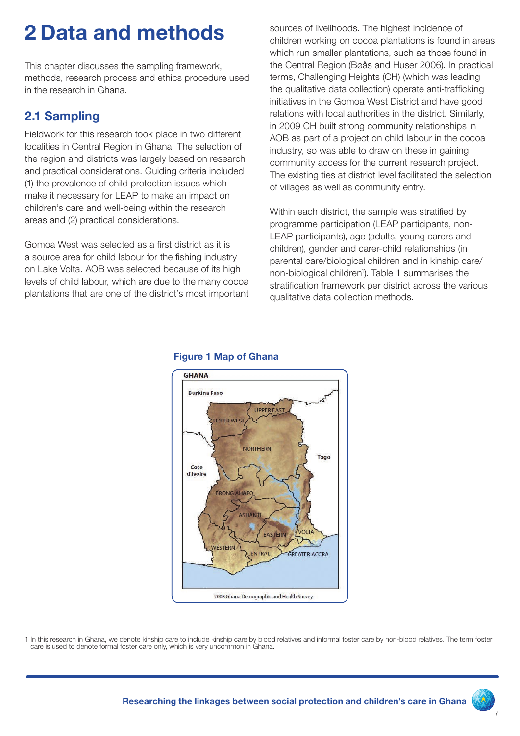# 2 Data and methods

This chapter discusses the sampling framework, methods, research process and ethics procedure used in the research in Ghana.

## 2.1 Sampling

Fieldwork for this research took place in two different localities in Central Region in Ghana. The selection of the region and districts was largely based on research and practical considerations. Guiding criteria included (1) the prevalence of child protection issues which make it necessary for LEAP to make an impact on children's care and well-being within the research areas and (2) practical considerations.

Gomoa West was selected as a first district as it is a source area for child labour for the fishing industry on Lake Volta. AOB was selected because of its high levels of child labour, which are due to the many cocoa plantations that are one of the district's most important sources of livelihoods. The highest incidence of children working on cocoa plantations is found in areas which run smaller plantations, such as those found in the Central Region (Bøås and Huser 2006). In practical terms, Challenging Heights (CH) (which was leading the qualitative data collection) operate anti-trafficking initiatives in the Gomoa West District and have good relations with local authorities in the district. Similarly, in 2009 CH built strong community relationships in AOB as part of a project on child labour in the cocoa industry, so was able to draw on these in gaining community access for the current research project. The existing ties at district level facilitated the selection of villages as well as community entry.

Within each district, the sample was stratified by programme participation (LEAP participants, non-LEAP participants), age (adults, young carers and children), gender and carer-child relationships (in parental care/biological children and in kinship care/non-biological children[1]). Table 1 summarises the stratification framework per district across the various qualitative data collection methods.

**Figure 1 Map of Ghana**

GHANA

Burkina Faso, UPPER EAST, UPPER WEST, NORTHERN, Togo, Cote d'Ivoire, BRONG AHAFO, ASHANTI, EASTERN, VOLTA, WESTERN, CENTRAL, GREATER ACCRA

2008 Ghana Demographic and Health Survey

1 In this research in Ghana, we denote kinship care to include kinship care by blood relatives and informal foster care by non-blood relatives. The term foster care is used to denote formal foster care only, which is very uncommon in Ghana.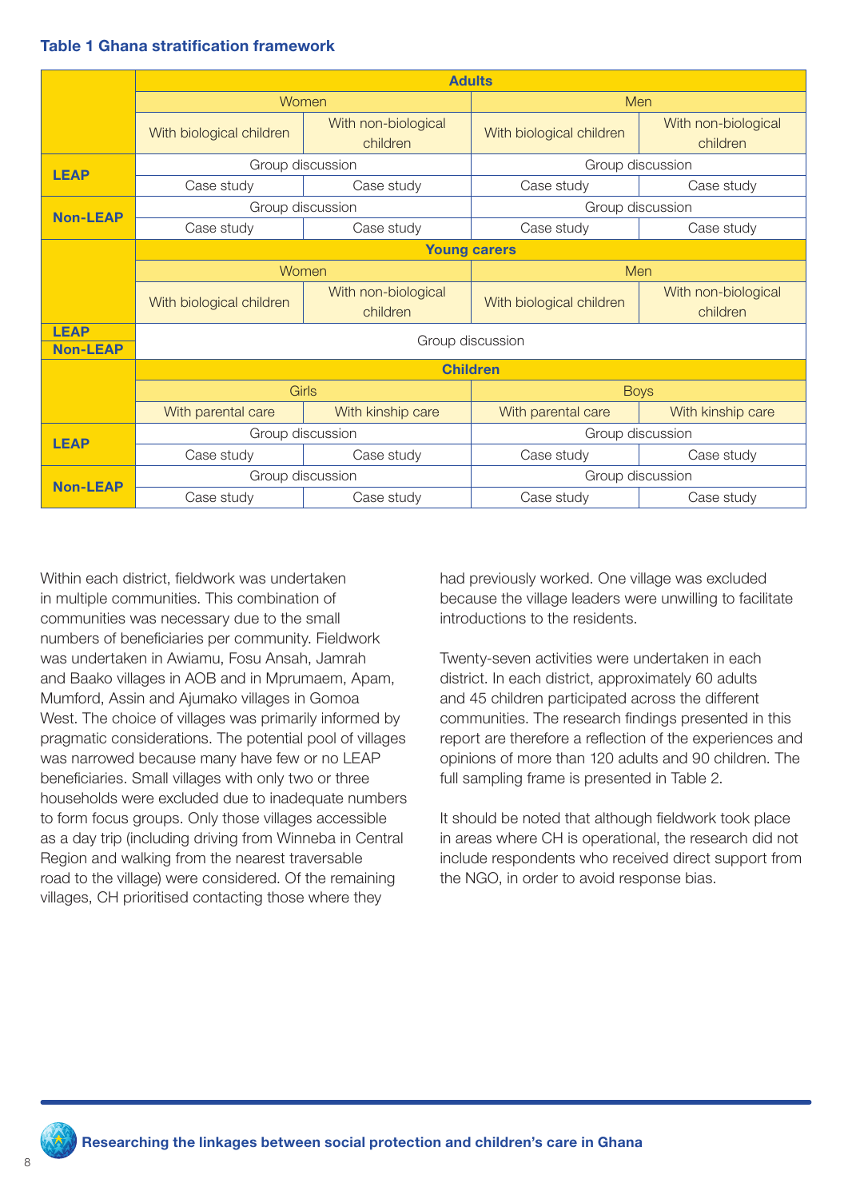**Table 1 Ghana stratification framework**

| | Adults | | | |
|---|---|---|---|---|
| | Women | | Men | |
| | With biological children | With non-biological children | With biological children | With non-biological children |
| **LEAP** | Group discussion | | Group discussion | |
| | Case study | Case study | Case study | Case study |
| **Non-LEAP** | Group discussion | | Group discussion | |
| | Case study | Case study | Case study | Case study |
| | **Young carers** | | | |
| | Women | | Men | |
| | With biological children | With non-biological children | With biological children | With non-biological children |
| **LEAP** **Non-LEAP** | Group discussion | | | |
| | **Children** | | | |
| | Girls | | Boys | |
| | With parental care | With kinship care | With parental care | With kinship care |
| **LEAP** | Group discussion | | Group discussion | |
| | Case study | Case study | Case study | Case study |
| **Non-LEAP** | Group discussion | | Group discussion | |
| | Case study | Case study | Case study | Case study |

Within each district, fieldwork was undertaken in multiple communities. This combination of communities was necessary due to the small numbers of beneficiaries per community. Fieldwork was undertaken in Awiamu, Fosu Ansah, Jamrah and Baako villages in AOB and in Mprumaem, Apam, Mumford, Assin and Ajumako villages in Gomoa West. The choice of villages was primarily informed by pragmatic considerations. The potential pool of villages was narrowed because many have few or no LEAP beneficiaries. Small villages with only two or three households were excluded due to inadequate numbers to form focus groups. Only those villages accessible as a day trip (including driving from Winneba in Central Region and walking from the nearest traversable road to the village) were considered. Of the remaining villages, CH prioritised contacting those where they had previously worked. One village was excluded because the village leaders were unwilling to facilitate introductions to the residents.

Twenty-seven activities were undertaken in each district. In each district, approximately 60 adults and 45 children participated across the different communities. The research findings presented in this report are therefore a reflection of the experiences and opinions of more than 120 adults and 90 children. The full sampling frame is presented in Table 2.

It should be noted that although fieldwork took place in areas where CH is operational, the research did not include respondents who received direct support from the NGO, in order to avoid response bias.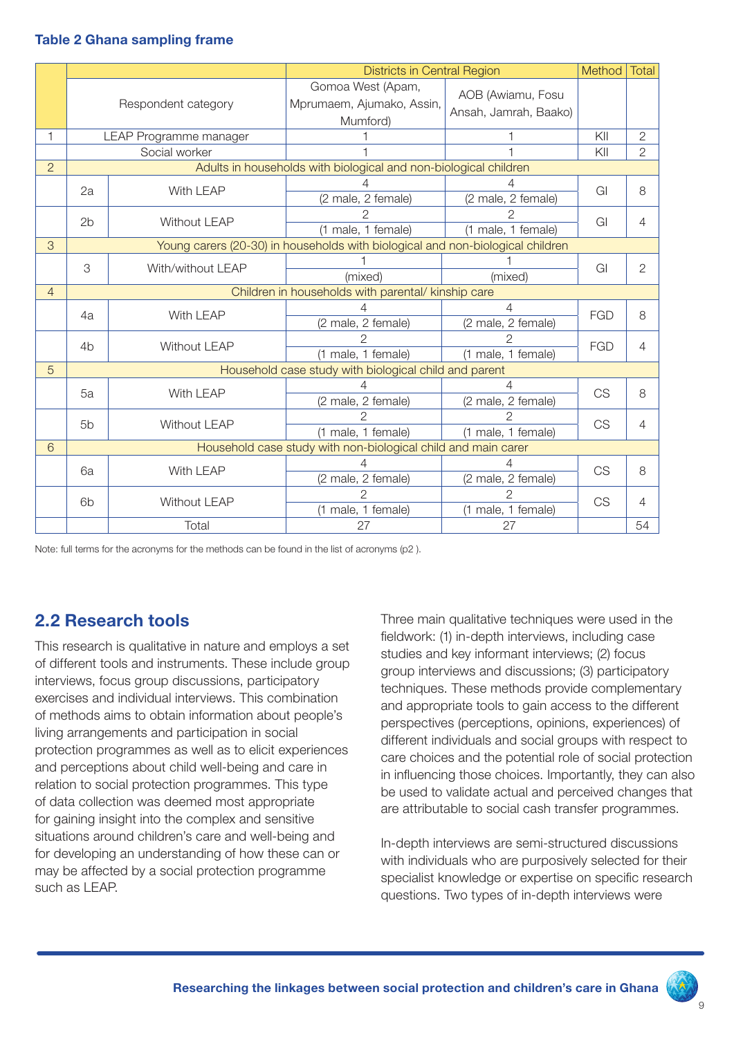**Table 2 Ghana sampling frame**

| | | | Districts in Central Region | | Method | Total |
|---|---|---|---|---|---|---|
| | Respondent category | | Gomoa West (Apam, Mprumaem, Ajumako, Assin, Mumford) | AOB (Awiamu, Fosu Ansah, Jamrah, Baako) | | |
| 1 | LEAP Programme manager | | 1 | 1 | KII | 2 |
| | Social worker | | 1 | 1 | KII | 2 |
| 2 | Adults in households with biological and non-biological children | | | | | |
| | 2a | With LEAP | 4 (2 male, 2 female) | 4 (2 male, 2 female) | GI | 8 |
| | 2b | Without LEAP | 2 (1 male, 1 female) | 2 (1 male, 1 female) | GI | 4 |
| 3 | Young carers (20-30) in households with biological and non-biological children | | | | | |
| | 3 | With/without LEAP | 1 (mixed) | 1 (mixed) | GI | 2 |
| 4 | Children in households with parental/ kinship care | | | | | |
| | 4a | With LEAP | 4 (2 male, 2 female) | 4 (2 male, 2 female) | FGD | 8 |
| | 4b | Without LEAP | 2 (1 male, 1 female) | 2 (1 male, 1 female) | FGD | 4 |
| 5 | Household case study with biological child and parent | | | | | |
| | 5a | With LEAP | 4 (2 male, 2 female) | 4 (2 male, 2 female) | CS | 8 |
| | 5b | Without LEAP | 2 (1 male, 1 female) | 2 (1 male, 1 female) | CS | 4 |
| 6 | Household case study with non-biological child and main carer | | | | | |
| | 6a | With LEAP | 4 (2 male, 2 female) | 4 (2 male, 2 female) | CS | 8 |
| | 6b | Without LEAP | 2 (1 male, 1 female) | 2 (1 male, 1 female) | CS | 4 |
| | | Total | 27 | 27 | | 54 |

Note: full terms for the acronyms for the methods can be found in the list of acronyms (p2 ).

## 2.2 Research tools

This research is qualitative in nature and employs a set of different tools and instruments. These include group interviews, focus group discussions, participatory exercises and individual interviews. This combination of methods aims to obtain information about people's living arrangements and participation in social protection programmes as well as to elicit experiences and perceptions about child well-being and care in relation to social protection programmes. This type of data collection was deemed most appropriate for gaining insight into the complex and sensitive situations around children's care and well-being and for developing an understanding of how these can or may be affected by a social protection programme such as LEAP.

Three main qualitative techniques were used in the fieldwork: (1) in-depth interviews, including case studies and key informant interviews; (2) focus group interviews and discussions; (3) participatory techniques. These methods provide complementary and appropriate tools to gain access to the different perspectives (perceptions, opinions, experiences) of different individuals and social groups with respect to care choices and the potential role of social protection in influencing those choices. Importantly, they can also be used to validate actual and perceived changes that are attributable to social cash transfer programmes.

In-depth interviews are semi-structured discussions with individuals who are purposively selected for their specialist knowledge or expertise on specific research questions. Two types of in-depth interviews were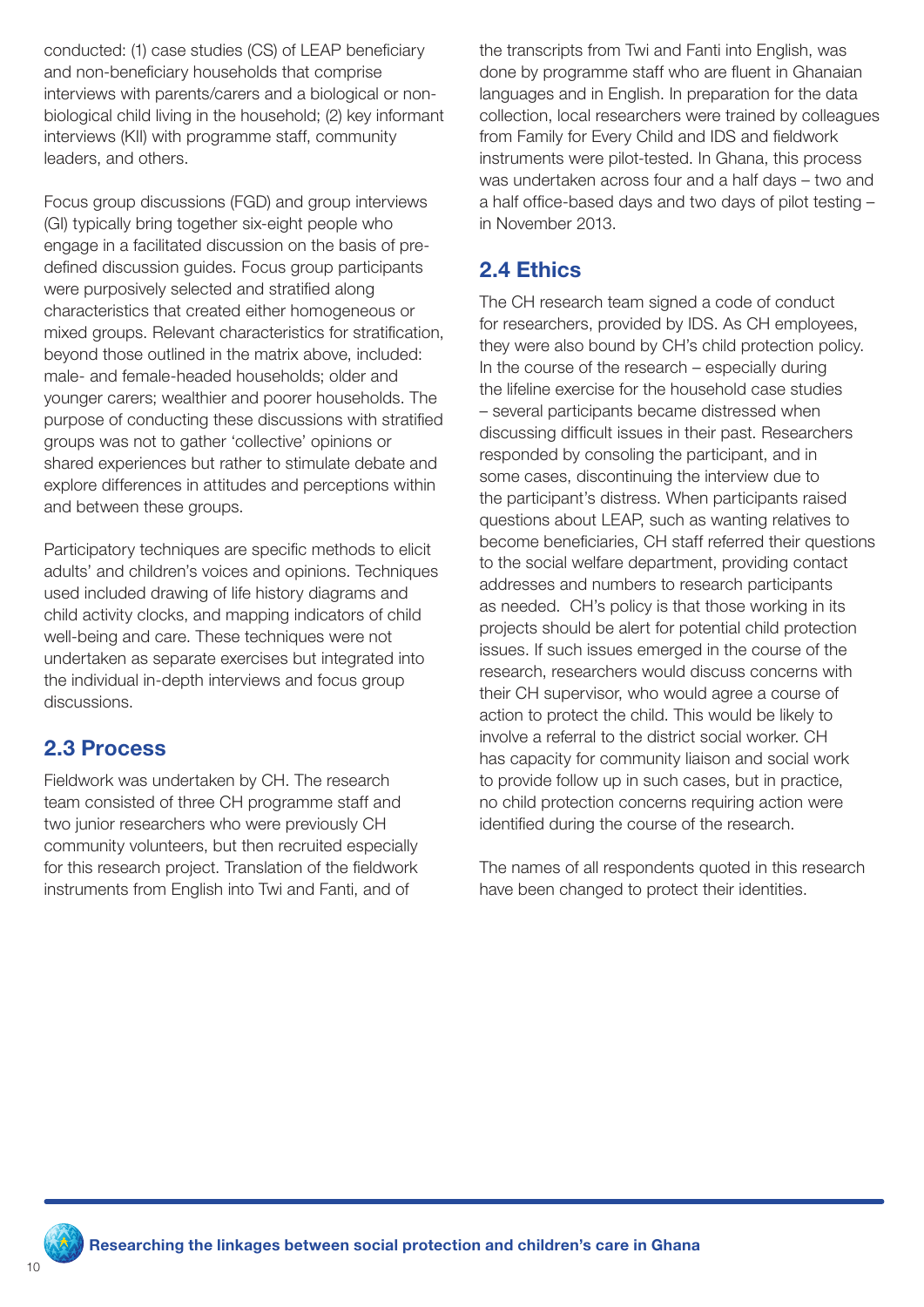conducted: (1) case studies (CS) of LEAP beneficiary and non-beneficiary households that comprise interviews with parents/carers and a biological or non-biological child living in the household; (2) key informant interviews (KII) with programme staff, community leaders, and others.

Focus group discussions (FGD) and group interviews (GI) typically bring together six-eight people who engage in a facilitated discussion on the basis of pre-defined discussion guides. Focus group participants were purposively selected and stratified along characteristics that created either homogeneous or mixed groups. Relevant characteristics for stratification, beyond those outlined in the matrix above, included: male- and female-headed households; older and younger carers; wealthier and poorer households. The purpose of conducting these discussions with stratified groups was not to gather 'collective' opinions or shared experiences but rather to stimulate debate and explore differences in attitudes and perceptions within and between these groups.

Participatory techniques are specific methods to elicit adults' and children's voices and opinions. Techniques used included drawing of life history diagrams and child activity clocks, and mapping indicators of child well-being and care. These techniques were not undertaken as separate exercises but integrated into the individual in-depth interviews and focus group discussions.

## 2.3 Process

Fieldwork was undertaken by CH. The research team consisted of three CH programme staff and two junior researchers who were previously CH community volunteers, but then recruited especially for this research project. Translation of the fieldwork instruments from English into Twi and Fanti, and of the transcripts from Twi and Fanti into English, was done by programme staff who are fluent in Ghanaian languages and in English. In preparation for the data collection, local researchers were trained by colleagues from Family for Every Child and IDS and fieldwork instruments were pilot-tested. In Ghana, this process was undertaken across four and a half days – two and a half office-based days and two days of pilot testing – in November 2013.

## 2.4 Ethics

The CH research team signed a code of conduct for researchers, provided by IDS. As CH employees, they were also bound by CH's child protection policy. In the course of the research – especially during the lifeline exercise for the household case studies – several participants became distressed when discussing difficult issues in their past. Researchers responded by consoling the participant, and in some cases, discontinuing the interview due to the participant's distress. When participants raised questions about LEAP, such as wanting relatives to become beneficiaries, CH staff referred their questions to the social welfare department, providing contact addresses and numbers to research participants as needed. CH's policy is that those working in its projects should be alert for potential child protection issues. If such issues emerged in the course of the research, researchers would discuss concerns with their CH supervisor, who would agree a course of action to protect the child. This would be likely to involve a referral to the district social worker. CH has capacity for community liaison and social work to provide follow up in such cases, but in practice, no child protection concerns requiring action were identified during the course of the research.

The names of all respondents quoted in this research have been changed to protect their identities.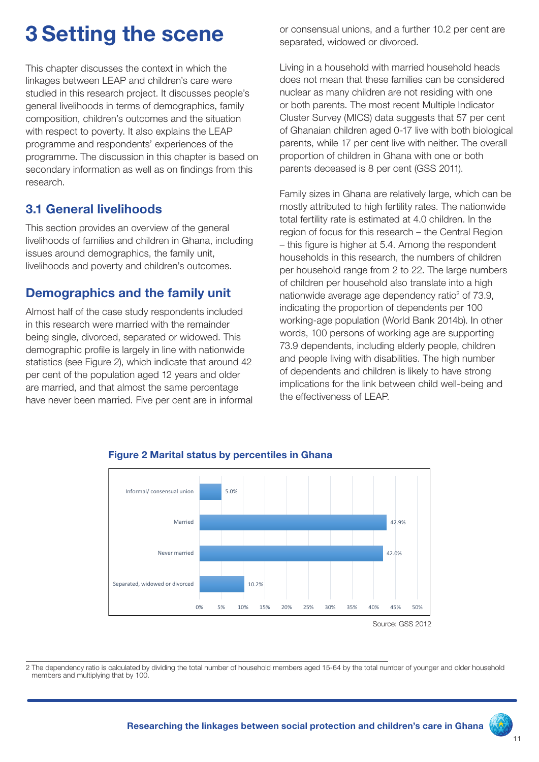# 3 Setting the scene

This chapter discusses the context in which the linkages between LEAP and children's care were studied in this research project. It discusses people's general livelihoods in terms of demographics, family composition, children's outcomes and the situation with respect to poverty. It also explains the LEAP programme and respondents' experiences of the programme. The discussion in this chapter is based on secondary information as well as on findings from this research.

## 3.1 General livelihoods

This section provides an overview of the general livelihoods of families and children in Ghana, including issues around demographics, the family unit, livelihoods and poverty and children's outcomes.

### Demographics and the family unit

Almost half of the case study respondents included in this research were married with the remainder being single, divorced, separated or widowed. This demographic profile is largely in line with nationwide statistics (see Figure 2), which indicate that around 42 per cent of the population aged 12 years and older are married, and that almost the same percentage have never been married. Five per cent are in informal or consensual unions, and a further 10.2 per cent are separated, widowed or divorced.

Living in a household with married household heads does not mean that these families can be considered nuclear as many children are not residing with one or both parents. The most recent Multiple Indicator Cluster Survey (MICS) data suggests that 57 per cent of Ghanaian children aged 0-17 live with both biological parents, while 17 per cent live with neither. The overall proportion of children in Ghana with one or both parents deceased is 8 per cent (GSS 2011).

Family sizes in Ghana are relatively large, which can be mostly attributed to high fertility rates. The nationwide total fertility rate is estimated at 4.0 children. In the region of focus for this research – the Central Region – this figure is higher at 5.4. Among the respondent households in this research, the numbers of children per household range from 2 to 22. The large numbers of children per household also translate into a high nationwide average age dependency ratio[2] of 73.9, indicating the proportion of dependents per 100 working-age population (World Bank 2014b). In other words, 100 persons of working age are supporting 73.9 dependents, including elderly people, children and people living with disabilities. The high number of dependents and children is likely to have strong implications for the link between child well-being and the effectiveness of LEAP.

**Figure 2 Marital status by percentiles in Ghana**

| Marital status | Percentage |
|---|---|
| Informal/ consensual union | 5.0% |
| Married | 42.9% |
| Never married | 42.0% |
| Separated, widowed or divorced | 10.2% |

Source: GSS 2012

2 The dependency ratio is calculated by dividing the total number of household members aged 15-64 by the total number of younger and older household members and multiplying that by 100.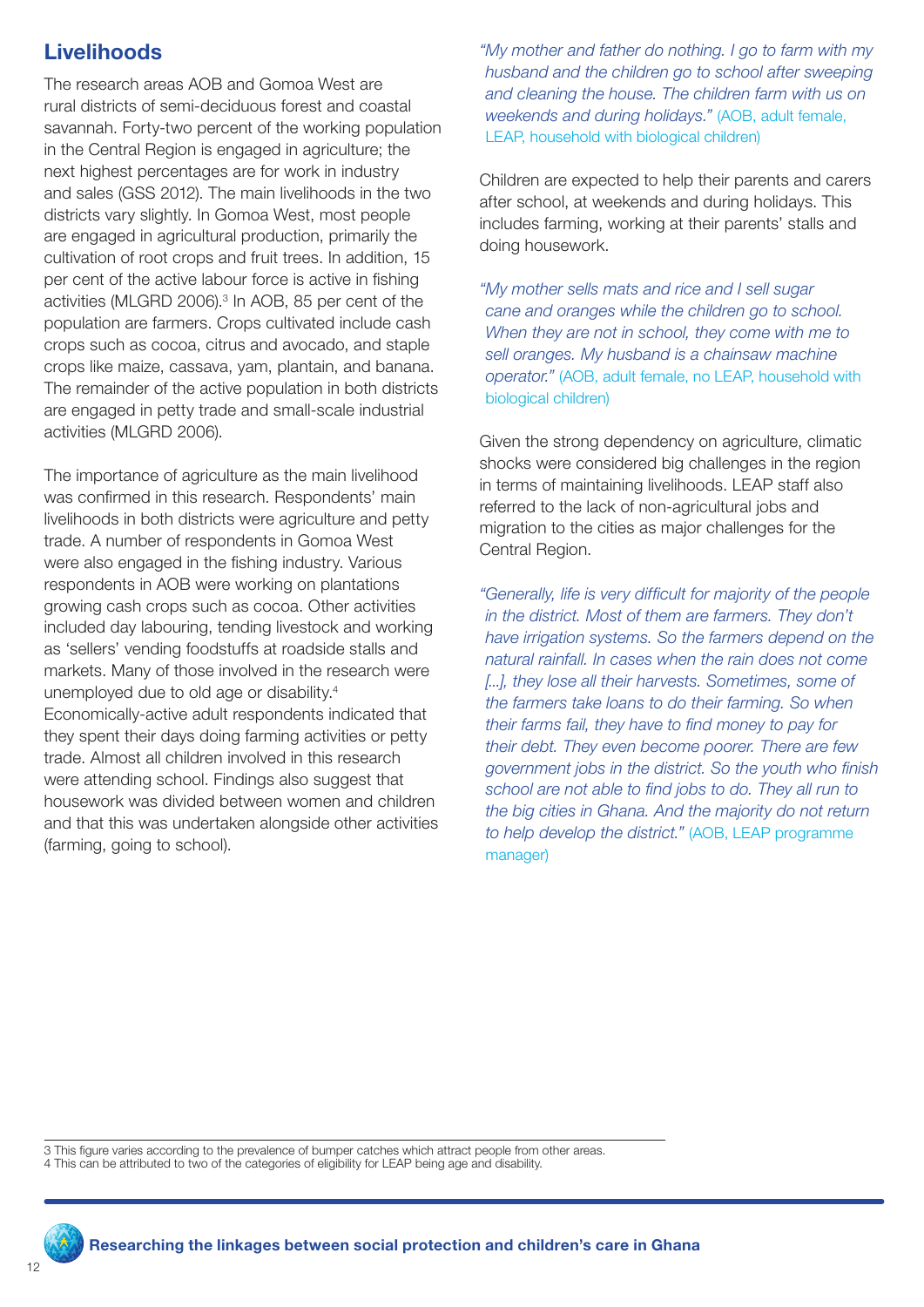## Livelihoods

The research areas AOB and Gomoa West are rural districts of semi-deciduous forest and coastal savannah. Forty-two percent of the working population in the Central Region is engaged in agriculture; the next highest percentages are for work in industry and sales (GSS 2012). The main livelihoods in the two districts vary slightly. In Gomoa West, most people are engaged in agricultural production, primarily the cultivation of root crops and fruit trees. In addition, 15 per cent of the active labour force is active in fishing activities (MLGRD 2006).[3] In AOB, 85 per cent of the population are farmers. Crops cultivated include cash crops such as cocoa, citrus and avocado, and staple crops like maize, cassava, yam, plantain, and banana. The remainder of the active population in both districts are engaged in petty trade and small-scale industrial activities (MLGRD 2006).

The importance of agriculture as the main livelihood was confirmed in this research. Respondents' main livelihoods in both districts were agriculture and petty trade. A number of respondents in Gomoa West were also engaged in the fishing industry. Various respondents in AOB were working on plantations growing cash crops such as cocoa. Other activities included day labouring, tending livestock and working as 'sellers' vending foodstuffs at roadside stalls and markets. Many of those involved in the research were unemployed due to old age or disability.[4] Economically-active adult respondents indicated that they spent their days doing farming activities or petty trade. Almost all children involved in this research were attending school. Findings also suggest that housework was divided between women and children and that this was undertaken alongside other activities (farming, going to school).

*"My mother and father do nothing. I go to farm with my husband and the children go to school after sweeping and cleaning the house. The children farm with us on weekends and during holidays."* (AOB, adult female, LEAP, household with biological children)

Children are expected to help their parents and carers after school, at weekends and during holidays. This includes farming, working at their parents' stalls and doing housework.

*"My mother sells mats and rice and I sell sugar cane and oranges while the children go to school. When they are not in school, they come with me to sell oranges. My husband is a chainsaw machine operator."* (AOB, adult female, no LEAP, household with biological children)

Given the strong dependency on agriculture, climatic shocks were considered big challenges in the region in terms of maintaining livelihoods. LEAP staff also referred to the lack of non-agricultural jobs and migration to the cities as major challenges for the Central Region.

*"Generally, life is very difficult for majority of the people in the district. Most of them are farmers. They don't have irrigation systems. So the farmers depend on the natural rainfall. In cases when the rain does not come [...], they lose all their harvests. Sometimes, some of the farmers take loans to do their farming. So when their farms fail, they have to find money to pay for their debt. They even become poorer. There are few government jobs in the district. So the youth who finish school are not able to find jobs to do. They all run to the big cities in Ghana. And the majority do not return to help develop the district."* (AOB, LEAP programme manager)

---

3 This figure varies according to the prevalence of bumper catches which attract people from other areas.
4 This can be attributed to two of the categories of eligibility for LEAP being age and disability.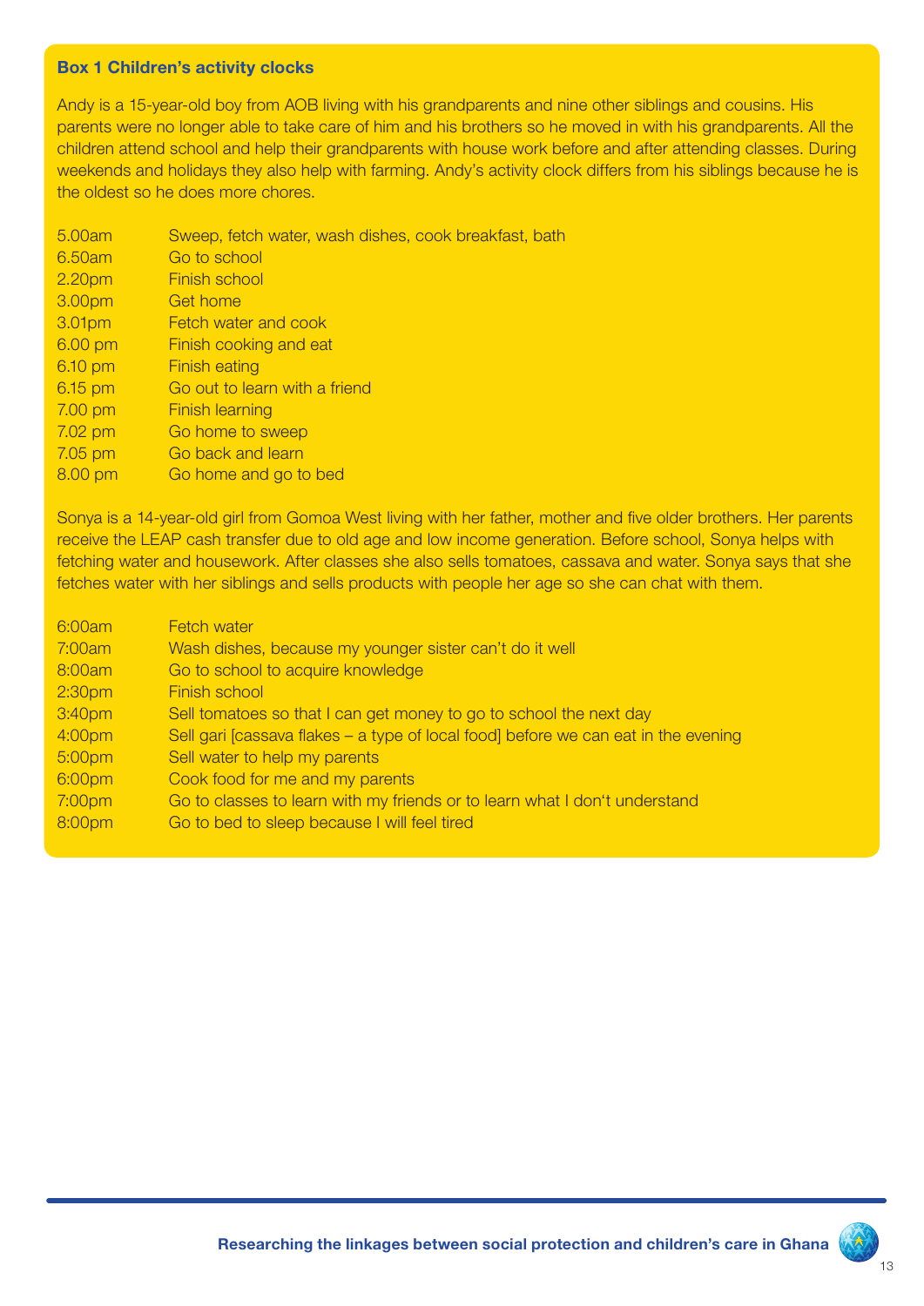### Box 1 Children's activity clocks

Andy is a 15-year-old boy from AOB living with his grandparents and nine other siblings and cousins. His parents were no longer able to take care of him and his brothers so he moved in with his grandparents. All the children attend school and help their grandparents with house work before and after attending classes. During weekends and holidays they also help with farming. Andy's activity clock differs from his siblings because he is the oldest so he does more chores.

| | |
|---|---|
| 5.00am | Sweep, fetch water, wash dishes, cook breakfast, bath |
| 6.50am | Go to school |
| 2.20pm | Finish school |
| 3.00pm | Get home |
| 3.01pm | Fetch water and cook |
| 6.00 pm | Finish cooking and eat |
| 6.10 pm | Finish eating |
| 6.15 pm | Go out to learn with a friend |
| 7.00 pm | Finish learning |
| 7.02 pm | Go home to sweep |
| 7.05 pm | Go back and learn |
| 8.00 pm | Go home and go to bed |

Sonya is a 14-year-old girl from Gomoa West living with her father, mother and five older brothers. Her parents receive the LEAP cash transfer due to old age and low income generation. Before school, Sonya helps with fetching water and housework. After classes she also sells tomatoes, cassava and water. Sonya says that she fetches water with her siblings and sells products with people her age so she can chat with them.

| | |
|---|---|
| 6:00am | Fetch water |
| 7:00am | Wash dishes, because my younger sister can't do it well |
| 8:00am | Go to school to acquire knowledge |
| 2:30pm | Finish school |
| 3:40pm | Sell tomatoes so that I can get money to go to school the next day |
| 4:00pm | Sell gari [cassava flakes – a type of local food] before we can eat in the evening |
| 5:00pm | Sell water to help my parents |
| 6:00pm | Cook food for me and my parents |
| 7:00pm | Go to classes to learn with my friends or to learn what I don't understand |
| 8:00pm | Go to bed to sleep because I will feel tired |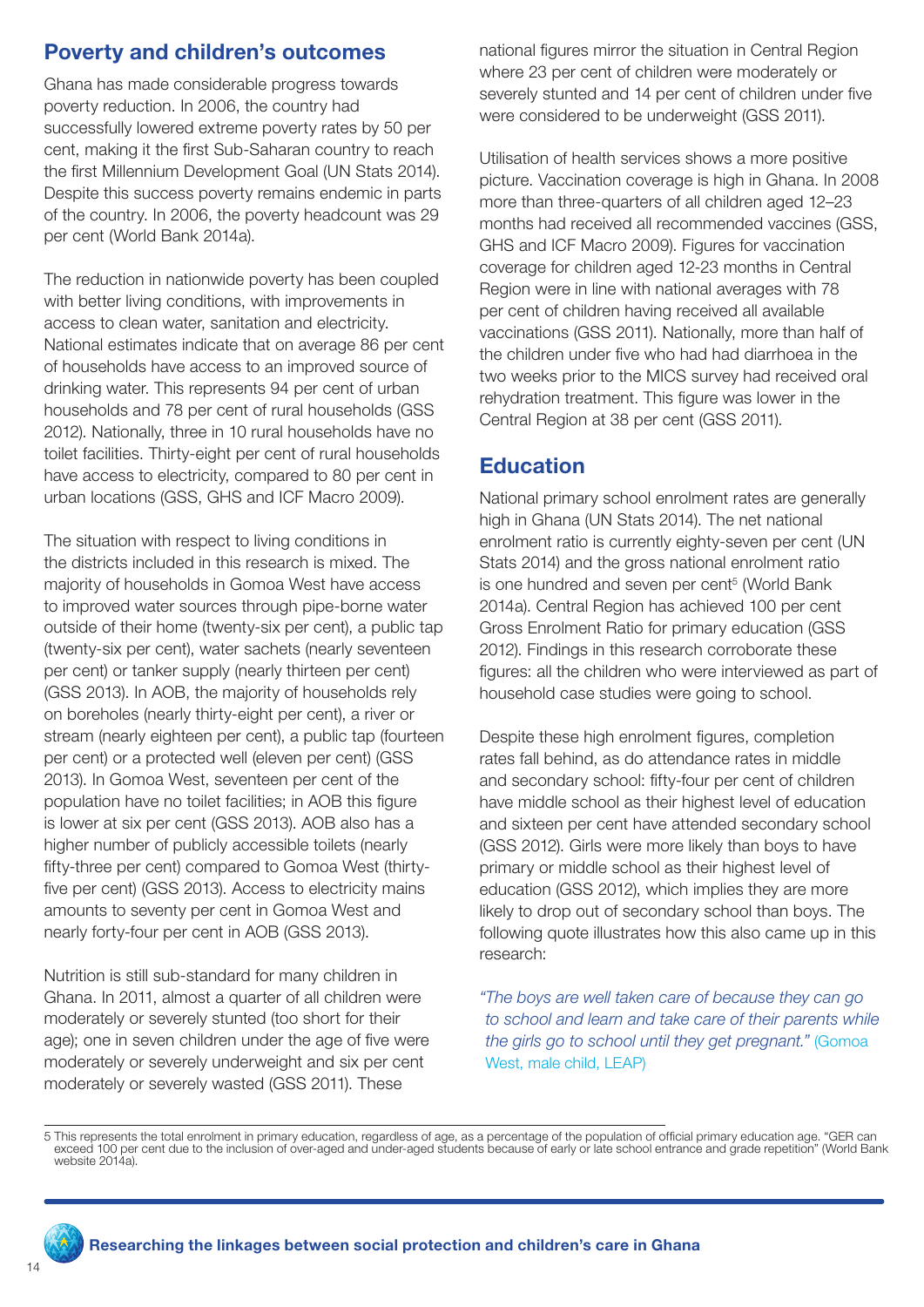## Poverty and children's outcomes

Ghana has made considerable progress towards poverty reduction. In 2006, the country had successfully lowered extreme poverty rates by 50 per cent, making it the first Sub-Saharan country to reach the first Millennium Development Goal (UN Stats 2014). Despite this success poverty remains endemic in parts of the country. In 2006, the poverty headcount was 29 per cent (World Bank 2014a).

The reduction in nationwide poverty has been coupled with better living conditions, with improvements in access to clean water, sanitation and electricity. National estimates indicate that on average 86 per cent of households have access to an improved source of drinking water. This represents 94 per cent of urban households and 78 per cent of rural households (GSS 2012). Nationally, three in 10 rural households have no toilet facilities. Thirty-eight per cent of rural households have access to electricity, compared to 80 per cent in urban locations (GSS, GHS and ICF Macro 2009).

The situation with respect to living conditions in the districts included in this research is mixed. The majority of households in Gomoa West have access to improved water sources through pipe-borne water outside of their home (twenty-six per cent), a public tap (twenty-six per cent), water sachets (nearly seventeen per cent) or tanker supply (nearly thirteen per cent) (GSS 2013). In AOB, the majority of households rely on boreholes (nearly thirty-eight per cent), a river or stream (nearly eighteen per cent), a public tap (fourteen per cent) or a protected well (eleven per cent) (GSS 2013). In Gomoa West, seventeen per cent of the population have no toilet facilities; in AOB this figure is lower at six per cent (GSS 2013). AOB also has a higher number of publicly accessible toilets (nearly fifty-three per cent) compared to Gomoa West (thirty-five per cent) (GSS 2013). Access to electricity mains amounts to seventy per cent in Gomoa West and nearly forty-four per cent in AOB (GSS 2013).

Nutrition is still sub-standard for many children in Ghana. In 2011, almost a quarter of all children were moderately or severely stunted (too short for their age); one in seven children under the age of five were moderately or severely underweight and six per cent moderately or severely wasted (GSS 2011). These national figures mirror the situation in Central Region where 23 per cent of children were moderately or severely stunted and 14 per cent of children under five were considered to be underweight (GSS 2011).

Utilisation of health services shows a more positive picture. Vaccination coverage is high in Ghana. In 2008 more than three-quarters of all children aged 12–23 months had received all recommended vaccines (GSS, GHS and ICF Macro 2009). Figures for vaccination coverage for children aged 12-23 months in Central Region were in line with national averages with 78 per cent of children having received all available vaccinations (GSS 2011). Nationally, more than half of the children under five who had had diarrhoea in the two weeks prior to the MICS survey had received oral rehydration treatment. This figure was lower in the Central Region at 38 per cent (GSS 2011).

## Education

National primary school enrolment rates are generally high in Ghana (UN Stats 2014). The net national enrolment ratio is currently eighty-seven per cent (UN Stats 2014) and the gross national enrolment ratio is one hundred and seven per cent[5] (World Bank 2014a). Central Region has achieved 100 per cent Gross Enrolment Ratio for primary education (GSS 2012). Findings in this research corroborate these figures: all the children who were interviewed as part of household case studies were going to school.

Despite these high enrolment figures, completion rates fall behind, as do attendance rates in middle and secondary school: fifty-four per cent of children have middle school as their highest level of education and sixteen per cent have attended secondary school (GSS 2012). Girls were more likely than boys to have primary or middle school as their highest level of education (GSS 2012), which implies they are more likely to drop out of secondary school than boys. The following quote illustrates how this also came up in this research:

> *"The boys are well taken care of because they can go to school and learn and take care of their parents while the girls go to school until they get pregnant."* (Gomoa West, male child, LEAP)

---

5 This represents the total enrolment in primary education, regardless of age, as a percentage of the population of official primary education age. "GER can exceed 100 per cent due to the inclusion of over-aged and under-aged students because of early or late school entrance and grade repetition" (World Bank website 2014a).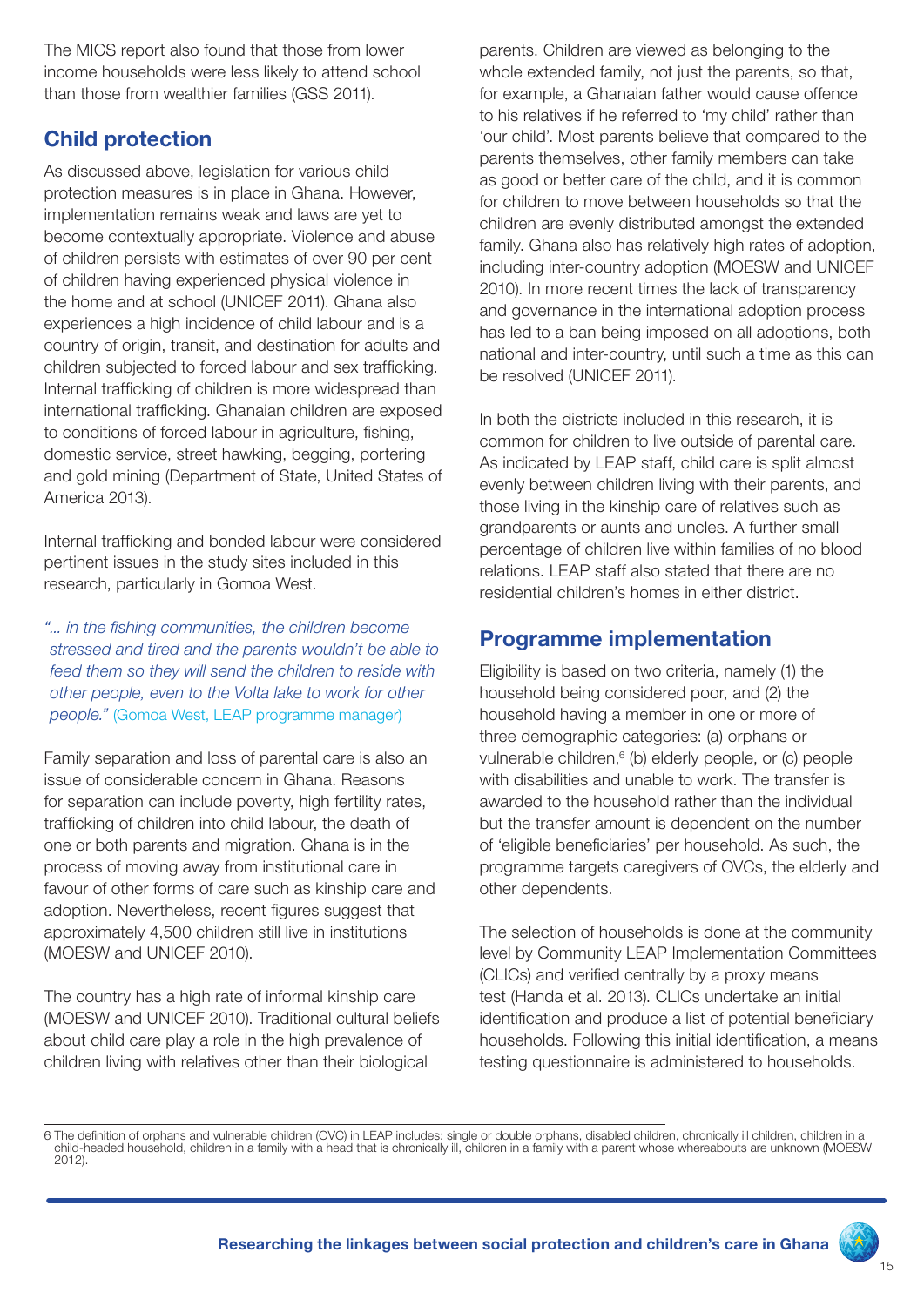The MICS report also found that those from lower income households were less likely to attend school than those from wealthier families (GSS 2011).

## Child protection

As discussed above, legislation for various child protection measures is in place in Ghana. However, implementation remains weak and laws are yet to become contextually appropriate. Violence and abuse of children persists with estimates of over 90 per cent of children having experienced physical violence in the home and at school (UNICEF 2011). Ghana also experiences a high incidence of child labour and is a country of origin, transit, and destination for adults and children subjected to forced labour and sex trafficking. Internal trafficking of children is more widespread than international trafficking. Ghanaian children are exposed to conditions of forced labour in agriculture, fishing, domestic service, street hawking, begging, portering and gold mining (Department of State, United States of America 2013).

Internal trafficking and bonded labour were considered pertinent issues in the study sites included in this research, particularly in Gomoa West.

> *"... in the fishing communities, the children become stressed and tired and the parents wouldn't be able to feed them so they will send the children to reside with other people, even to the Volta lake to work for other people."* (Gomoa West, LEAP programme manager)

Family separation and loss of parental care is also an issue of considerable concern in Ghana. Reasons for separation can include poverty, high fertility rates, trafficking of children into child labour, the death of one or both parents and migration. Ghana is in the process of moving away from institutional care in favour of other forms of care such as kinship care and adoption. Nevertheless, recent figures suggest that approximately 4,500 children still live in institutions (MOESW and UNICEF 2010).

The country has a high rate of informal kinship care (MOESW and UNICEF 2010). Traditional cultural beliefs about child care play a role in the high prevalence of children living with relatives other than their biological parents. Children are viewed as belonging to the whole extended family, not just the parents, so that, for example, a Ghanaian father would cause offence to his relatives if he referred to 'my child' rather than 'our child'. Most parents believe that compared to the parents themselves, other family members can take as good or better care of the child, and it is common for children to move between households so that the children are evenly distributed amongst the extended family. Ghana also has relatively high rates of adoption, including inter-country adoption (MOESW and UNICEF 2010). In more recent times the lack of transparency and governance in the international adoption process has led to a ban being imposed on all adoptions, both national and inter-country, until such a time as this can be resolved (UNICEF 2011).

In both the districts included in this research, it is common for children to live outside of parental care. As indicated by LEAP staff, child care is split almost evenly between children living with their parents, and those living in the kinship care of relatives such as grandparents or aunts and uncles. A further small percentage of children live within families of no blood relations. LEAP staff also stated that there are no residential children's homes in either district.

## Programme implementation

Eligibility is based on two criteria, namely (1) the household being considered poor, and (2) the household having a member in one or more of three demographic categories: (a) orphans or vulnerable children,[6] (b) elderly people, or (c) people with disabilities and unable to work. The transfer is awarded to the household rather than the individual but the transfer amount is dependent on the number of 'eligible beneficiaries' per household. As such, the programme targets caregivers of OVCs, the elderly and other dependents.

The selection of households is done at the community level by Community LEAP Implementation Committees (CLICs) and verified centrally by a proxy means test (Handa et al. 2013). CLICs undertake an initial identification and produce a list of potential beneficiary households. Following this initial identification, a means testing questionnaire is administered to households.

---

6 The definition of orphans and vulnerable children (OVC) in LEAP includes: single or double orphans, disabled children, chronically ill children, children in a child-headed household, children in a family with a head that is chronically ill, children in a family with a parent whose whereabouts are unknown (MOESW 2012).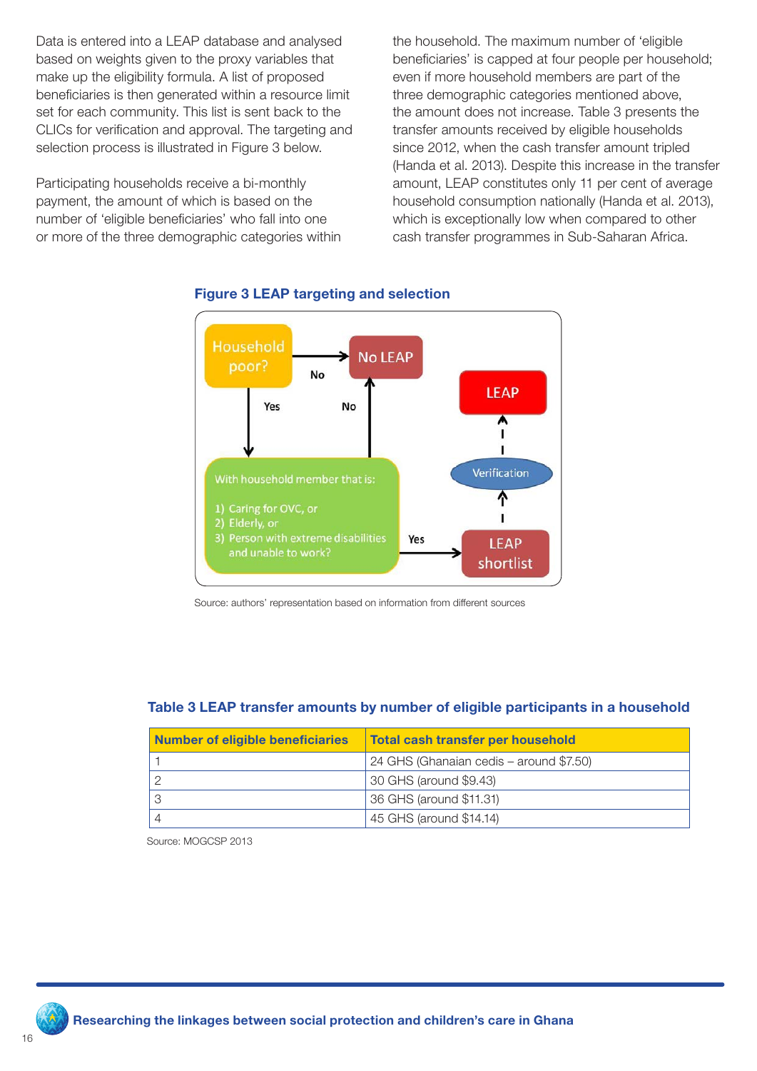Data is entered into a LEAP database and analysed based on weights given to the proxy variables that make up the eligibility formula. A list of proposed beneficiaries is then generated within a resource limit set for each community. This list is sent back to the CLICs for verification and approval. The targeting and selection process is illustrated in Figure 3 below.

Participating households receive a bi-monthly payment, the amount of which is based on the number of 'eligible beneficiaries' who fall into one or more of the three demographic categories within the household. The maximum number of 'eligible beneficiaries' is capped at four people per household; even if more household members are part of the three demographic categories mentioned above, the amount does not increase. Table 3 presents the transfer amounts received by eligible households since 2012, when the cash transfer amount tripled (Handa et al. 2013). Despite this increase in the transfer amount, LEAP constitutes only 11 per cent of average household consumption nationally (Handa et al. 2013), which is exceptionally low when compared to other cash transfer programmes in Sub-Saharan Africa.

**Figure 3 LEAP targeting and selection**

Household poor? — No → No LEAP

Household poor? — Yes → With household member that is:
1) Caring for OVC, or
2) Elderly, or
3) Person with extreme disabilities and unable to work?

— No → No LEAP

— Yes → LEAP shortlist → Verification → LEAP

Source: authors' representation based on information from different sources

**Table 3 LEAP transfer amounts by number of eligible participants in a household**

| Number of eligible beneficiaries | Total cash transfer per household |
|---|---|
| 1 | 24 GHS (Ghanaian cedis – around $7.50) |
| 2 | 30 GHS (around $9.43) |
| 3 | 36 GHS (around $11.31) |
| 4 | 45 GHS (around $14.14) |

Source: MOGCSP 2013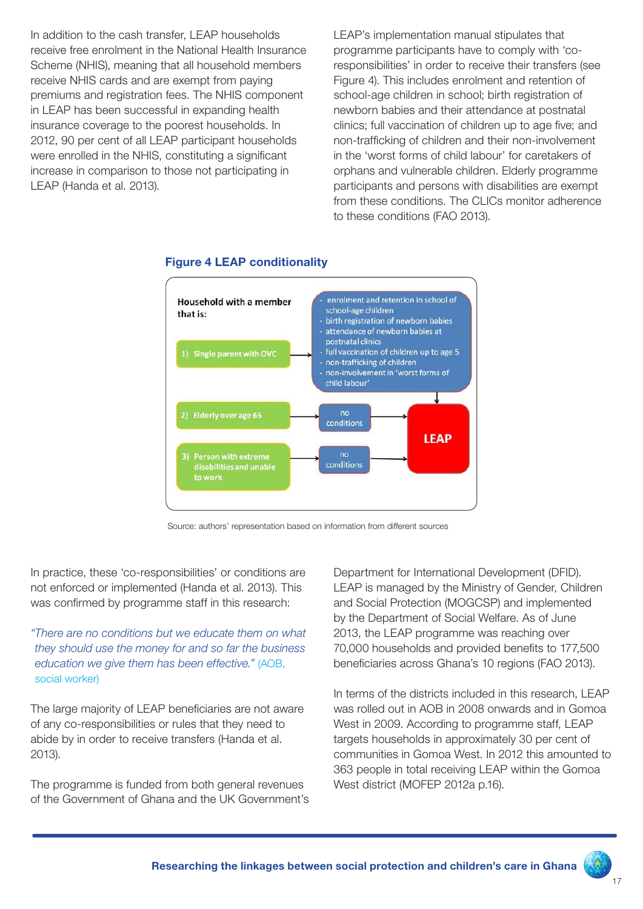In addition to the cash transfer, LEAP households receive free enrolment in the National Health Insurance Scheme (NHIS), meaning that all household members receive NHIS cards and are exempt from paying premiums and registration fees. The NHIS component in LEAP has been successful in expanding health insurance coverage to the poorest households. In 2012, 90 per cent of all LEAP participant households were enrolled in the NHIS, constituting a significant increase in comparison to those not participating in LEAP (Handa et al. 2013).

LEAP's implementation manual stipulates that programme participants have to comply with 'co-responsibilities' in order to receive their transfers (see Figure 4). This includes enrolment and retention of school-age children in school; birth registration of newborn babies and their attendance at postnatal clinics; full vaccination of children up to age five; and non-trafficking of children and their non-involvement in the 'worst forms of child labour' for caretakers of orphans and vulnerable children. Elderly programme participants and persons with disabilities are exempt from these conditions. The CLICs monitor adherence to these conditions (FAO 2013).

**Figure 4 LEAP conditionality**

Household with a member that is:

1) Single parent with OVC → 
- enrolment and retention in school of school-age children
- birth registration of newborn babies
- attendance of newborn babies at postnatal clinics
- full vaccination of children up to age 5
- non-trafficking of children
- non-involvement in 'worst forms of child labour'

→ LEAP

2) Elderly over age 65 → no conditions → LEAP

3) Person with extreme disabilities and unable to work → no conditions → LEAP

Source: authors' representation based on information from different sources

In practice, these 'co-responsibilities' or conditions are not enforced or implemented (Handa et al. 2013). This was confirmed by programme staff in this research:

> *"There are no conditions but we educate them on what they should use the money for and so far the business education we give them has been effective."* (AOB, social worker)

The large majority of LEAP beneficiaries are not aware of any co-responsibilities or rules that they need to abide by in order to receive transfers (Handa et al. 2013).

The programme is funded from both general revenues of the Government of Ghana and the UK Government's Department for International Development (DFID). LEAP is managed by the Ministry of Gender, Children and Social Protection (MOGCSP) and implemented by the Department of Social Welfare. As of June 2013, the LEAP programme was reaching over 70,000 households and provided benefits to 177,500 beneficiaries across Ghana's 10 regions (FAO 2013).

In terms of the districts included in this research, LEAP was rolled out in AOB in 2008 onwards and in Gomoa West in 2009. According to programme staff, LEAP targets households in approximately 30 per cent of communities in Gomoa West. In 2012 this amounted to 363 people in total receiving LEAP within the Gomoa West district (MOFEP 2012a p.16).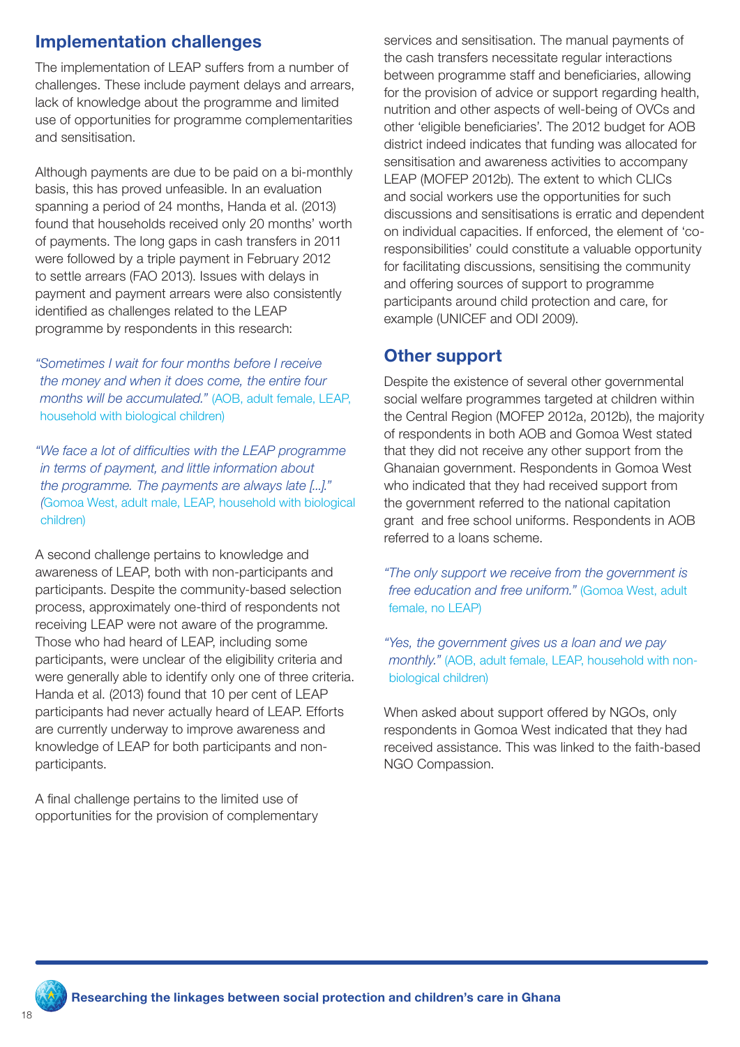## Implementation challenges

The implementation of LEAP suffers from a number of challenges. These include payment delays and arrears, lack of knowledge about the programme and limited use of opportunities for programme complementarities and sensitisation.

Although payments are due to be paid on a bi-monthly basis, this has proved unfeasible. In an evaluation spanning a period of 24 months, Handa et al. (2013) found that households received only 20 months' worth of payments. The long gaps in cash transfers in 2011 were followed by a triple payment in February 2012 to settle arrears (FAO 2013). Issues with delays in payment and payment arrears were also consistently identified as challenges related to the LEAP programme by respondents in this research:

*"Sometimes I wait for four months before I receive the money and when it does come, the entire four months will be accumulated."* (AOB, adult female, LEAP, household with biological children)

*"We face a lot of difficulties with the LEAP programme in terms of payment, and little information about the programme. The payments are always late [...]."* (Gomoa West, adult male, LEAP, household with biological children)

A second challenge pertains to knowledge and awareness of LEAP, both with non-participants and participants. Despite the community-based selection process, approximately one-third of respondents not receiving LEAP were not aware of the programme. Those who had heard of LEAP, including some participants, were unclear of the eligibility criteria and were generally able to identify only one of three criteria. Handa et al. (2013) found that 10 per cent of LEAP participants had never actually heard of LEAP. Efforts are currently underway to improve awareness and knowledge of LEAP for both participants and non-participants.

A final challenge pertains to the limited use of opportunities for the provision of complementary services and sensitisation. The manual payments of the cash transfers necessitate regular interactions between programme staff and beneficiaries, allowing for the provision of advice or support regarding health, nutrition and other aspects of well-being of OVCs and other 'eligible beneficiaries'. The 2012 budget for AOB district indeed indicates that funding was allocated for sensitisation and awareness activities to accompany LEAP (MOFEP 2012b). The extent to which CLICs and social workers use the opportunities for such discussions and sensitisations is erratic and dependent on individual capacities. If enforced, the element of 'co-responsibilities' could constitute a valuable opportunity for facilitating discussions, sensitising the community and offering sources of support to programme participants around child protection and care, for example (UNICEF and ODI 2009).

## Other support

Despite the existence of several other governmental social welfare programmes targeted at children within the Central Region (MOFEP 2012a, 2012b), the majority of respondents in both AOB and Gomoa West stated that they did not receive any other support from the Ghanaian government. Respondents in Gomoa West who indicated that they had received support from the government referred to the national capitation grant and free school uniforms. Respondents in AOB referred to a loans scheme.

*"The only support we receive from the government is free education and free uniform."* (Gomoa West, adult female, no LEAP)

*"Yes, the government gives us a loan and we pay monthly."* (AOB, adult female, LEAP, household with non-biological children)

When asked about support offered by NGOs, only respondents in Gomoa West indicated that they had received assistance. This was linked to the faith-based NGO Compassion.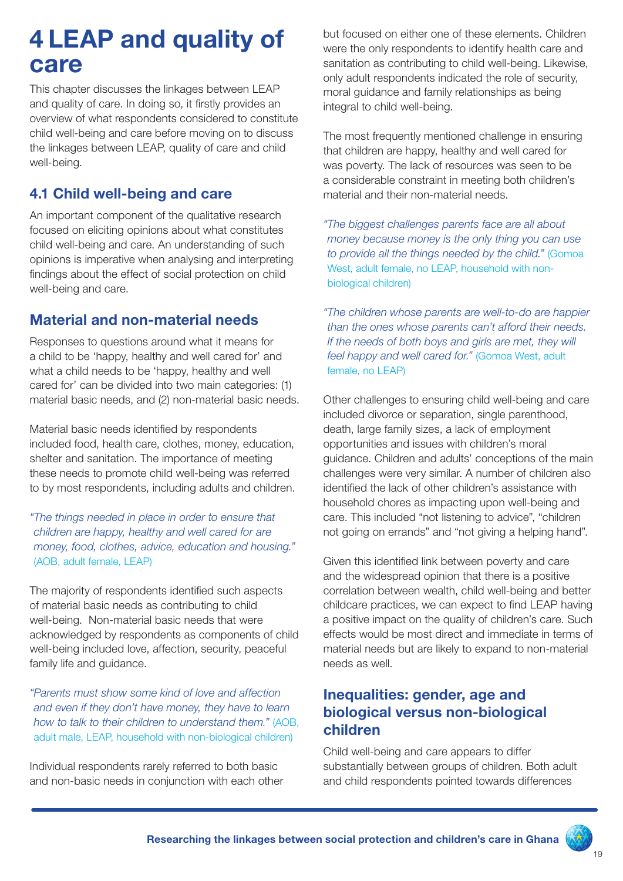# 4 LEAP and quality of care

This chapter discusses the linkages between LEAP and quality of care. In doing so, it firstly provides an overview of what respondents considered to constitute child well-being and care before moving on to discuss the linkages between LEAP, quality of care and child well-being.

## 4.1 Child well-being and care

An important component of the qualitative research focused on eliciting opinions about what constitutes child well-being and care. An understanding of such opinions is imperative when analysing and interpreting findings about the effect of social protection on child well-being and care.

### Material and non-material needs

Responses to questions around what it means for a child to be 'happy, healthy and well cared for' and what a child needs to be 'happy, healthy and well cared for' can be divided into two main categories: (1) material basic needs, and (2) non-material basic needs.

Material basic needs identified by respondents included food, health care, clothes, money, education, shelter and sanitation. The importance of meeting these needs to promote child well-being was referred to by most respondents, including adults and children.

> *"The things needed in place in order to ensure that children are happy, healthy and well cared for are money, food, clothes, advice, education and housing."* (AOB, adult female, LEAP)

The majority of respondents identified such aspects of material basic needs as contributing to child well-being. Non-material basic needs that were acknowledged by respondents as components of child well-being included love, affection, security, peaceful family life and guidance.

> *"Parents must show some kind of love and affection and even if they don't have money, they have to learn how to talk to their children to understand them."* (AOB, adult male, LEAP, household with non-biological children)

Individual respondents rarely referred to both basic and non-basic needs in conjunction with each other but focused on either one of these elements. Children were the only respondents to identify health care and sanitation as contributing to child well-being. Likewise, only adult respondents indicated the role of security, moral guidance and family relationships as being integral to child well-being.

The most frequently mentioned challenge in ensuring that children are happy, healthy and well cared for was poverty. The lack of resources was seen to be a considerable constraint in meeting both children's material and their non-material needs.

> *"The biggest challenges parents face are all about money because money is the only thing you can use to provide all the things needed by the child."* (Gomoa West, adult female, no LEAP, household with non-biological children)

> *"The children whose parents are well-to-do are happier than the ones whose parents can't afford their needs. If the needs of both boys and girls are met, they will feel happy and well cared for."* (Gomoa West, adult female, no LEAP)

Other challenges to ensuring child well-being and care included divorce or separation, single parenthood, death, large family sizes, a lack of employment opportunities and issues with children's moral guidance. Children and adults' conceptions of the main challenges were very similar. A number of children also identified the lack of other children's assistance with household chores as impacting upon well-being and care. This included "not listening to advice", "children not going on errands" and "not giving a helping hand".

Given this identified link between poverty and care and the widespread opinion that there is a positive correlation between wealth, child well-being and better childcare practices, we can expect to find LEAP having a positive impact on the quality of children's care. Such effects would be most direct and immediate in terms of material needs but are likely to expand to non-material needs as well.

### Inequalities: gender, age and biological versus non-biological children

Child well-being and care appears to differ substantially between groups of children. Both adult and child respondents pointed towards differences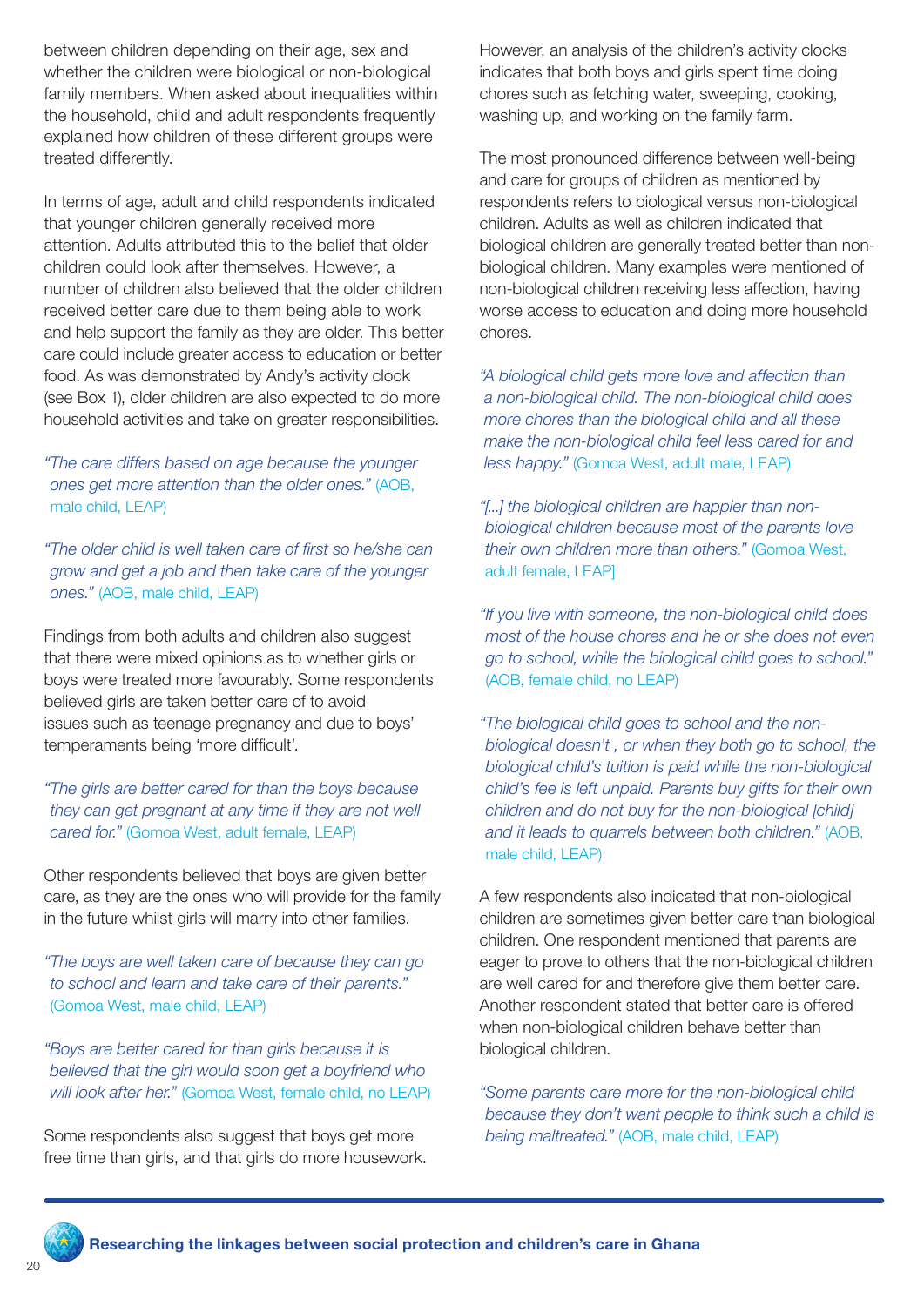between children depending on their age, sex and whether the children were biological or non-biological family members. When asked about inequalities within the household, child and adult respondents frequently explained how children of these different groups were treated differently.

In terms of age, adult and child respondents indicated that younger children generally received more attention. Adults attributed this to the belief that older children could look after themselves. However, a number of children also believed that the older children received better care due to them being able to work and help support the family as they are older. This better care could include greater access to education or better food. As was demonstrated by Andy's activity clock (see Box 1), older children are also expected to do more household activities and take on greater responsibilities.

*"The care differs based on age because the younger ones get more attention than the older ones."* (AOB, male child, LEAP)

*"The older child is well taken care of first so he/she can grow and get a job and then take care of the younger ones."* (AOB, male child, LEAP)

Findings from both adults and children also suggest that there were mixed opinions as to whether girls or boys were treated more favourably. Some respondents believed girls are taken better care of to avoid issues such as teenage pregnancy and due to boys' temperaments being 'more difficult'.

*"The girls are better cared for than the boys because they can get pregnant at any time if they are not well cared for."* (Gomoa West, adult female, LEAP)

Other respondents believed that boys are given better care, as they are the ones who will provide for the family in the future whilst girls will marry into other families.

*"The boys are well taken care of because they can go to school and learn and take care of their parents."* (Gomoa West, male child, LEAP)

*"Boys are better cared for than girls because it is believed that the girl would soon get a boyfriend who will look after her."* (Gomoa West, female child, no LEAP)

Some respondents also suggest that boys get more free time than girls, and that girls do more housework. However, an analysis of the children's activity clocks indicates that both boys and girls spent time doing chores such as fetching water, sweeping, cooking, washing up, and working on the family farm.

The most pronounced difference between well-being and care for groups of children as mentioned by respondents refers to biological versus non-biological children. Adults as well as children indicated that biological children are generally treated better than non-biological children. Many examples were mentioned of non-biological children receiving less affection, having worse access to education and doing more household chores.

*"A biological child gets more love and affection than a non-biological child. The non-biological child does more chores than the biological child and all these make the non-biological child feel less cared for and less happy."* (Gomoa West, adult male, LEAP)

*"[...] the biological children are happier than non-biological children because most of the parents love their own children more than others."* (Gomoa West, adult female, LEAP]

*"If you live with someone, the non-biological child does most of the house chores and he or she does not even go to school, while the biological child goes to school."* (AOB, female child, no LEAP)

*"The biological child goes to school and the non-biological doesn't , or when they both go to school, the biological child's tuition is paid while the non-biological child's fee is left unpaid. Parents buy gifts for their own children and do not buy for the non-biological [child] and it leads to quarrels between both children."* (AOB, male child, LEAP)

A few respondents also indicated that non-biological children are sometimes given better care than biological children. One respondent mentioned that parents are eager to prove to others that the non-biological children are well cared for and therefore give them better care. Another respondent stated that better care is offered when non-biological children behave better than biological children.

*"Some parents care more for the non-biological child because they don't want people to think such a child is being maltreated."* (AOB, male child, LEAP)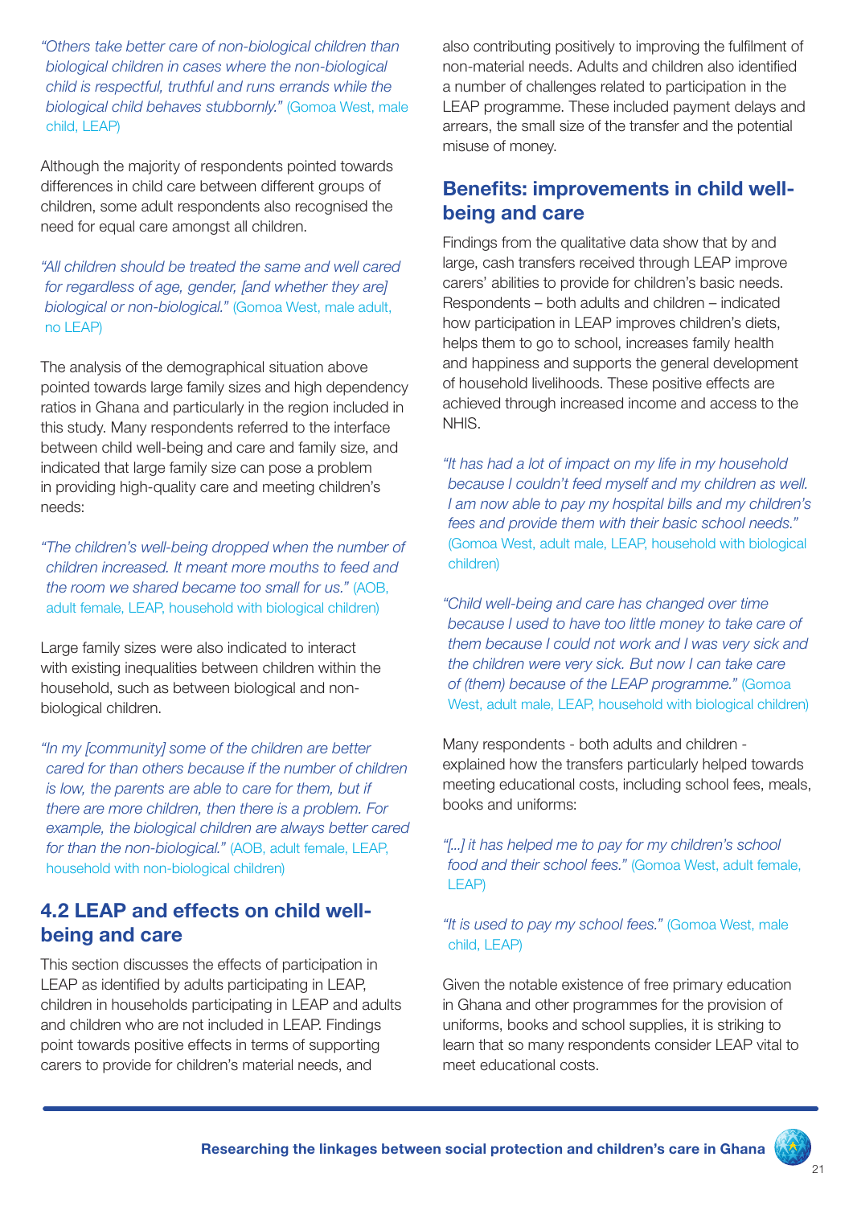*"Others take better care of non-biological children than biological children in cases where the non-biological child is respectful, truthful and runs errands while the biological child behaves stubbornly."* (Gomoa West, male child, LEAP)

Although the majority of respondents pointed towards differences in child care between different groups of children, some adult respondents also recognised the need for equal care amongst all children.

*"All children should be treated the same and well cared for regardless of age, gender, [and whether they are] biological or non-biological."* (Gomoa West, male adult, no LEAP)

The analysis of the demographical situation above pointed towards large family sizes and high dependency ratios in Ghana and particularly in the region included in this study. Many respondents referred to the interface between child well-being and care and family size, and indicated that large family size can pose a problem in providing high-quality care and meeting children's needs:

*"The children's well-being dropped when the number of children increased. It meant more mouths to feed and the room we shared became too small for us."* (AOB, adult female, LEAP, household with biological children)

Large family sizes were also indicated to interact with existing inequalities between children within the household, such as between biological and non-biological children.

*"In my [community] some of the children are better cared for than others because if the number of children is low, the parents are able to care for them, but if there are more children, then there is a problem. For example, the biological children are always better cared for than the non-biological."* (AOB, adult female, LEAP, household with non-biological children)

## 4.2 LEAP and effects on child well-being and care

This section discusses the effects of participation in LEAP as identified by adults participating in LEAP, children in households participating in LEAP and adults and children who are not included in LEAP. Findings point towards positive effects in terms of supporting carers to provide for children's material needs, and also contributing positively to improving the fulfilment of non-material needs. Adults and children also identified a number of challenges related to participation in the LEAP programme. These included payment delays and arrears, the small size of the transfer and the potential misuse of money.

### Benefits: improvements in child well-being and care

Findings from the qualitative data show that by and large, cash transfers received through LEAP improve carers' abilities to provide for children's basic needs. Respondents – both adults and children – indicated how participation in LEAP improves children's diets, helps them to go to school, increases family health and happiness and supports the general development of household livelihoods. These positive effects are achieved through increased income and access to the NHIS.

*"It has had a lot of impact on my life in my household because I couldn't feed myself and my children as well. I am now able to pay my hospital bills and my children's fees and provide them with their basic school needs."* (Gomoa West, adult male, LEAP, household with biological children)

*"Child well-being and care has changed over time because I used to have too little money to take care of them because I could not work and I was very sick and the children were very sick. But now I can take care of (them) because of the LEAP programme."* (Gomoa West, adult male, LEAP, household with biological children)

Many respondents - both adults and children - explained how the transfers particularly helped towards meeting educational costs, including school fees, meals, books and uniforms:

*"[...] it has helped me to pay for my children's school food and their school fees."* (Gomoa West, adult female, LEAP)

*"It is used to pay my school fees."* (Gomoa West, male child, LEAP)

Given the notable existence of free primary education in Ghana and other programmes for the provision of uniforms, books and school supplies, it is striking to learn that so many respondents consider LEAP vital to meet educational costs.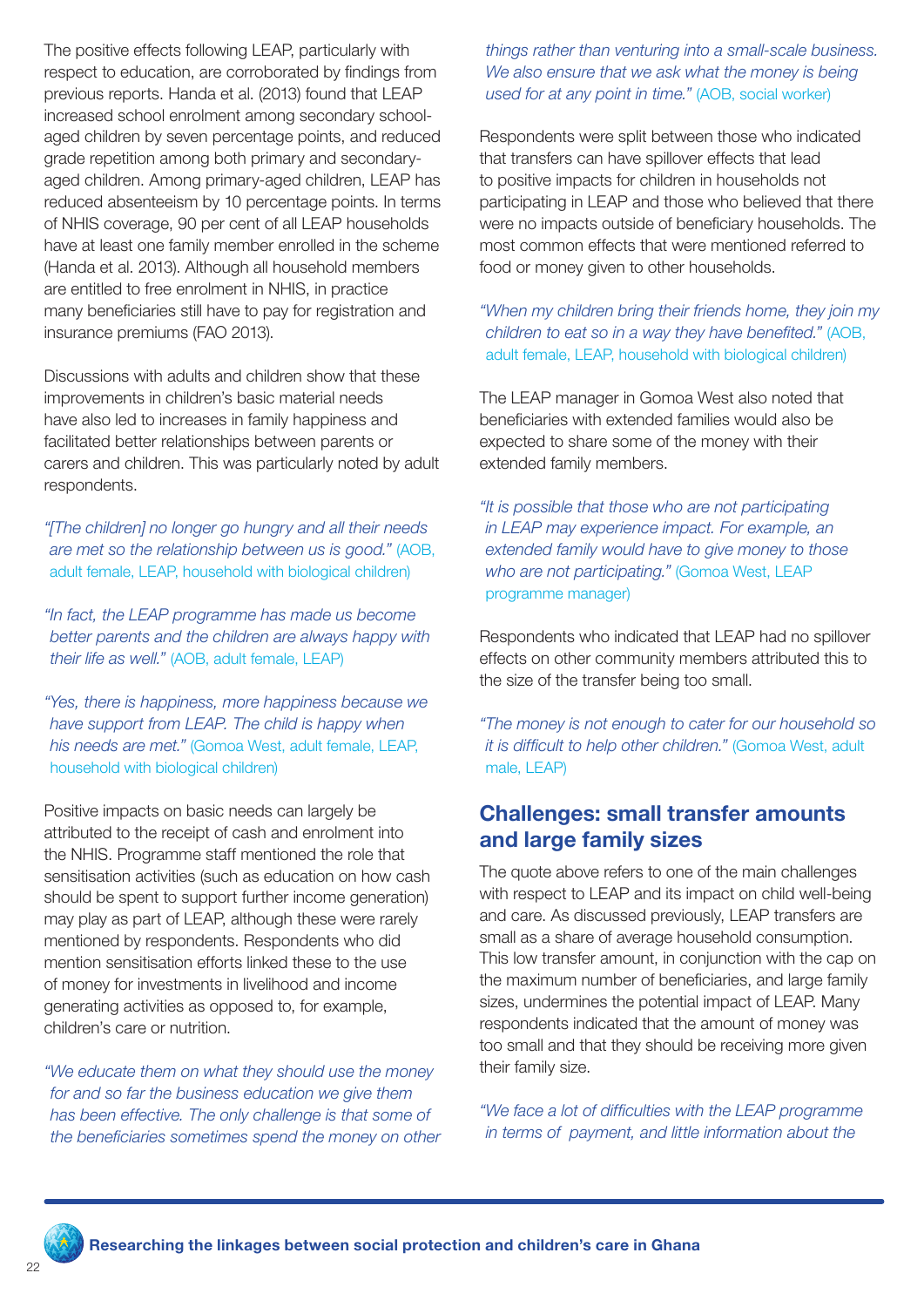The positive effects following LEAP, particularly with respect to education, are corroborated by findings from previous reports. Handa et al. (2013) found that LEAP increased school enrolment among secondary school-aged children by seven percentage points, and reduced grade repetition among both primary and secondary-aged children. Among primary-aged children, LEAP has reduced absenteeism by 10 percentage points. In terms of NHIS coverage, 90 per cent of all LEAP households have at least one family member enrolled in the scheme (Handa et al. 2013). Although all household members are entitled to free enrolment in NHIS, in practice many beneficiaries still have to pay for registration and insurance premiums (FAO 2013).

Discussions with adults and children show that these improvements in children's basic material needs have also led to increases in family happiness and facilitated better relationships between parents or carers and children. This was particularly noted by adult respondents.

*"[The children] no longer go hungry and all their needs are met so the relationship between us is good."* (AOB, adult female, LEAP, household with biological children)

*"In fact, the LEAP programme has made us become better parents and the children are always happy with their life as well."* (AOB, adult female, LEAP)

*"Yes, there is happiness, more happiness because we have support from LEAP. The child is happy when his needs are met."* (Gomoa West, adult female, LEAP, household with biological children)

Positive impacts on basic needs can largely be attributed to the receipt of cash and enrolment into the NHIS. Programme staff mentioned the role that sensitisation activities (such as education on how cash should be spent to support further income generation) may play as part of LEAP, although these were rarely mentioned by respondents. Respondents who did mention sensitisation efforts linked these to the use of money for investments in livelihood and income generating activities as opposed to, for example, children's care or nutrition.

*"We educate them on what they should use the money for and so far the business education we give them has been effective. The only challenge is that some of the beneficiaries sometimes spend the money on other things rather than venturing into a small-scale business. We also ensure that we ask what the money is being used for at any point in time."* (AOB, social worker)

Respondents were split between those who indicated that transfers can have spillover effects that lead to positive impacts for children in households not participating in LEAP and those who believed that there were no impacts outside of beneficiary households. The most common effects that were mentioned referred to food or money given to other households.

*"When my children bring their friends home, they join my children to eat so in a way they have benefited."* (AOB, adult female, LEAP, household with biological children)

The LEAP manager in Gomoa West also noted that beneficiaries with extended families would also be expected to share some of the money with their extended family members.

*"It is possible that those who are not participating in LEAP may experience impact. For example, an extended family would have to give money to those who are not participating."* (Gomoa West, LEAP programme manager)

Respondents who indicated that LEAP had no spillover effects on other community members attributed this to the size of the transfer being too small.

*"The money is not enough to cater for our household so it is difficult to help other children."* (Gomoa West, adult male, LEAP)

## Challenges: small transfer amounts and large family sizes

The quote above refers to one of the main challenges with respect to LEAP and its impact on child well-being and care. As discussed previously, LEAP transfers are small as a share of average household consumption. This low transfer amount, in conjunction with the cap on the maximum number of beneficiaries, and large family sizes, undermines the potential impact of LEAP. Many respondents indicated that the amount of money was too small and that they should be receiving more given their family size.

*"We face a lot of difficulties with the LEAP programme in terms of payment, and little information about the*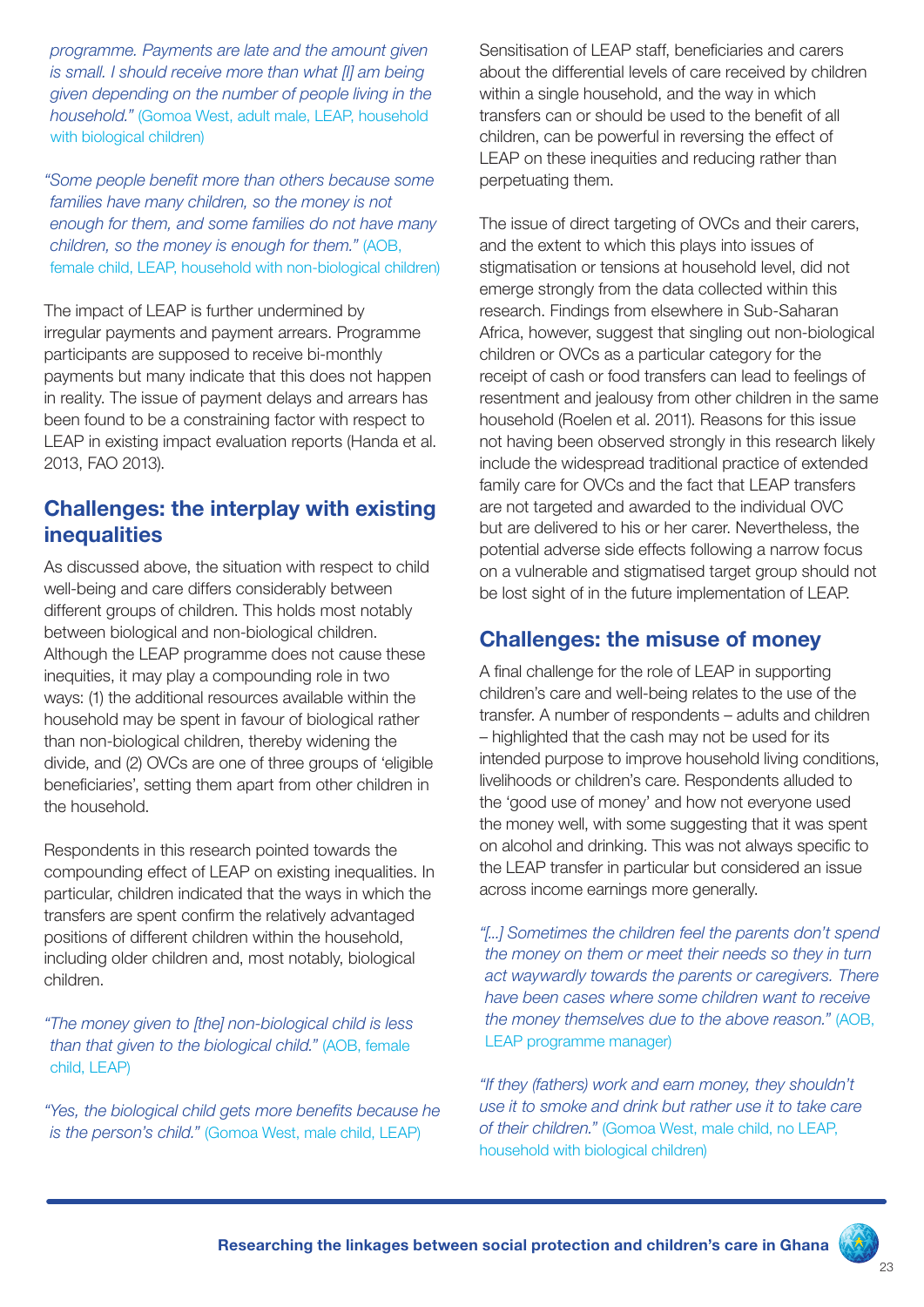*programme. Payments are late and the amount given is small. I should receive more than what [I] am being given depending on the number of people living in the household."* (Gomoa West, adult male, LEAP, household with biological children)

*"Some people benefit more than others because some families have many children, so the money is not enough for them, and some families do not have many children, so the money is enough for them."* (AOB, female child, LEAP, household with non-biological children)

The impact of LEAP is further undermined by irregular payments and payment arrears. Programme participants are supposed to receive bi-monthly payments but many indicate that this does not happen in reality. The issue of payment delays and arrears has been found to be a constraining factor with respect to LEAP in existing impact evaluation reports (Handa et al. 2013, FAO 2013).

## Challenges: the interplay with existing inequalities

As discussed above, the situation with respect to child well-being and care differs considerably between different groups of children. This holds most notably between biological and non-biological children. Although the LEAP programme does not cause these inequities, it may play a compounding role in two ways: (1) the additional resources available within the household may be spent in favour of biological rather than non-biological children, thereby widening the divide, and (2) OVCs are one of three groups of 'eligible beneficiaries', setting them apart from other children in the household.

Respondents in this research pointed towards the compounding effect of LEAP on existing inequalities. In particular, children indicated that the ways in which the transfers are spent confirm the relatively advantaged positions of different children within the household, including older children and, most notably, biological children.

*"The money given to [the] non-biological child is less than that given to the biological child."* (AOB, female child, LEAP)

*"Yes, the biological child gets more benefits because he is the person's child."* (Gomoa West, male child, LEAP)

Sensitisation of LEAP staff, beneficiaries and carers about the differential levels of care received by children within a single household, and the way in which transfers can or should be used to the benefit of all children, can be powerful in reversing the effect of LEAP on these inequities and reducing rather than perpetuating them.

The issue of direct targeting of OVCs and their carers, and the extent to which this plays into issues of stigmatisation or tensions at household level, did not emerge strongly from the data collected within this research. Findings from elsewhere in Sub-Saharan Africa, however, suggest that singling out non-biological children or OVCs as a particular category for the receipt of cash or food transfers can lead to feelings of resentment and jealousy from other children in the same household (Roelen et al. 2011). Reasons for this issue not having been observed strongly in this research likely include the widespread traditional practice of extended family care for OVCs and the fact that LEAP transfers are not targeted and awarded to the individual OVC but are delivered to his or her carer. Nevertheless, the potential adverse side effects following a narrow focus on a vulnerable and stigmatised target group should not be lost sight of in the future implementation of LEAP.

## Challenges: the misuse of money

A final challenge for the role of LEAP in supporting children's care and well-being relates to the use of the transfer. A number of respondents – adults and children – highlighted that the cash may not be used for its intended purpose to improve household living conditions, livelihoods or children's care. Respondents alluded to the 'good use of money' and how not everyone used the money well, with some suggesting that it was spent on alcohol and drinking. This was not always specific to the LEAP transfer in particular but considered an issue across income earnings more generally.

*"[...] Sometimes the children feel the parents don't spend the money on them or meet their needs so they in turn act waywardly towards the parents or caregivers. There have been cases where some children want to receive the money themselves due to the above reason."* (AOB, LEAP programme manager)

*"If they (fathers) work and earn money, they shouldn't use it to smoke and drink but rather use it to take care of their children."* (Gomoa West, male child, no LEAP, household with biological children)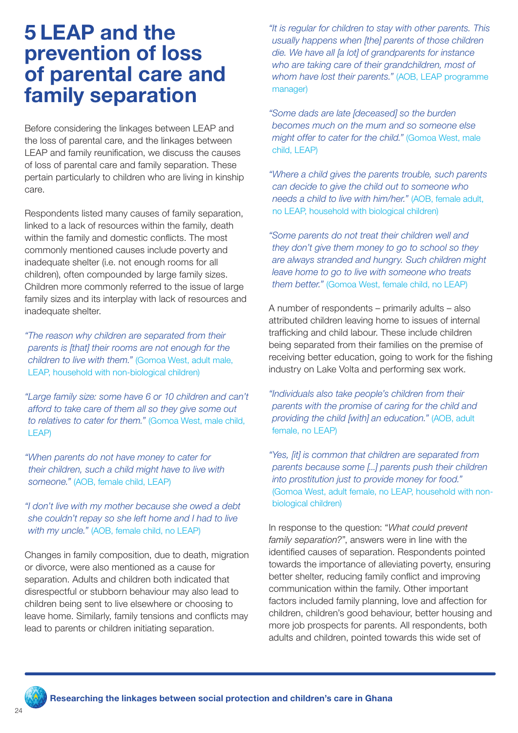# 5 LEAP and the prevention of loss of parental care and family separation

Before considering the linkages between LEAP and the loss of parental care, and the linkages between LEAP and family reunification, we discuss the causes of loss of parental care and family separation. These pertain particularly to children who are living in kinship care.

Respondents listed many causes of family separation, linked to a lack of resources within the family, death within the family and domestic conflicts. The most commonly mentioned causes include poverty and inadequate shelter (i.e. not enough rooms for all children), often compounded by large family sizes. Children more commonly referred to the issue of large family sizes and its interplay with lack of resources and inadequate shelter.

*"The reason why children are separated from their parents is [that] their rooms are not enough for the children to live with them."* (Gomoa West, adult male, LEAP, household with non-biological children)

*"Large family size: some have 6 or 10 children and can't afford to take care of them all so they give some out to relatives to cater for them."* (Gomoa West, male child, LEAP)

*"When parents do not have money to cater for their children, such a child might have to live with someone."* (AOB, female child, LEAP)

*"I don't live with my mother because she owed a debt she couldn't repay so she left home and I had to live with my uncle."* (AOB, female child, no LEAP)

Changes in family composition, due to death, migration or divorce, were also mentioned as a cause for separation. Adults and children both indicated that disrespectful or stubborn behaviour may also lead to children being sent to live elsewhere or choosing to leave home. Similarly, family tensions and conflicts may lead to parents or children initiating separation.

*"It is regular for children to stay with other parents. This usually happens when [the] parents of those children die. We have all [a lot] of grandparents for instance who are taking care of their grandchildren, most of whom have lost their parents."* (AOB, LEAP programme manager)

*"Some dads are late [deceased] so the burden becomes much on the mum and so someone else might offer to cater for the child."* (Gomoa West, male child, LEAP)

*"Where a child gives the parents trouble, such parents can decide to give the child out to someone who needs a child to live with him/her."* (AOB, female adult, no LEAP, household with biological children)

*"Some parents do not treat their children well and they don't give them money to go to school so they are always stranded and hungry. Such children might leave home to go to live with someone who treats them better."* (Gomoa West, female child, no LEAP)

A number of respondents – primarily adults – also attributed children leaving home to issues of internal trafficking and child labour. These include children being separated from their families on the premise of receiving better education, going to work for the fishing industry on Lake Volta and performing sex work.

*"Individuals also take people's children from their parents with the promise of caring for the child and providing the child [with] an education."* (AOB, adult female, no LEAP)

*"Yes, [it] is common that children are separated from parents because some [...] parents push their children into prostitution just to provide money for food."* (Gomoa West, adult female, no LEAP, household with non-biological children)

In response to the question: "*What could prevent family separation?*", answers were in line with the identified causes of separation. Respondents pointed towards the importance of alleviating poverty, ensuring better shelter, reducing family conflict and improving communication within the family. Other important factors included family planning, love and affection for children, children's good behaviour, better housing and more job prospects for parents. All respondents, both adults and children, pointed towards this wide set of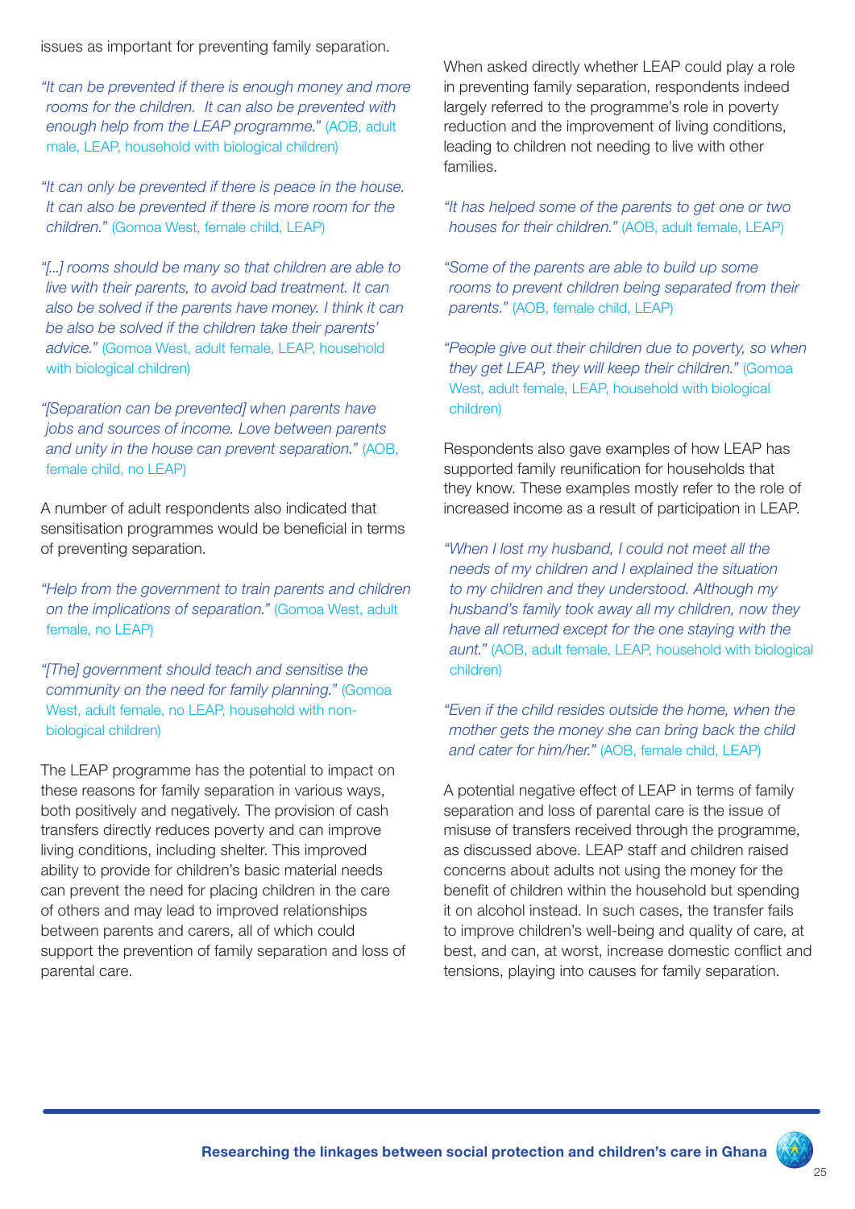issues as important for preventing family separation.

*"It can be prevented if there is enough money and more rooms for the children. It can also be prevented with enough help from the LEAP programme."* (AOB, adult male, LEAP, household with biological children)

*"It can only be prevented if there is peace in the house. It can also be prevented if there is more room for the children."* (Gomoa West, female child, LEAP)

*"[...] rooms should be many so that children are able to live with their parents, to avoid bad treatment. It can also be solved if the parents have money. I think it can be also be solved if the children take their parents' advice."* (Gomoa West, adult female, LEAP, household with biological children)

*"[Separation can be prevented] when parents have jobs and sources of income. Love between parents and unity in the house can prevent separation."* (AOB, female child, no LEAP)

A number of adult respondents also indicated that sensitisation programmes would be beneficial in terms of preventing separation.

*"Help from the government to train parents and children on the implications of separation."* (Gomoa West, adult female, no LEAP)

*"[The] government should teach and sensitise the community on the need for family planning."* (Gomoa West, adult female, no LEAP, household with non-biological children)

The LEAP programme has the potential to impact on these reasons for family separation in various ways, both positively and negatively. The provision of cash transfers directly reduces poverty and can improve living conditions, including shelter. This improved ability to provide for children's basic material needs can prevent the need for placing children in the care of others and may lead to improved relationships between parents and carers, all of which could support the prevention of family separation and loss of parental care.

When asked directly whether LEAP could play a role in preventing family separation, respondents indeed largely referred to the programme's role in poverty reduction and the improvement of living conditions, leading to children not needing to live with other families.

*"It has helped some of the parents to get one or two houses for their children."* (AOB, adult female, LEAP)

*"Some of the parents are able to build up some rooms to prevent children being separated from their parents."* (AOB, female child, LEAP)

*"People give out their children due to poverty, so when they get LEAP, they will keep their children."* (Gomoa West, adult female, LEAP, household with biological children)

Respondents also gave examples of how LEAP has supported family reunification for households that they know. These examples mostly refer to the role of increased income as a result of participation in LEAP.

*"When I lost my husband, I could not meet all the needs of my children and I explained the situation to my children and they understood. Although my husband's family took away all my children, now they have all returned except for the one staying with the aunt."* (AOB, adult female, LEAP, household with biological children)

*"Even if the child resides outside the home, when the mother gets the money she can bring back the child and cater for him/her."* (AOB, female child, LEAP)

A potential negative effect of LEAP in terms of family separation and loss of parental care is the issue of misuse of transfers received through the programme, as discussed above. LEAP staff and children raised concerns about adults not using the money for the benefit of children within the household but spending it on alcohol instead. In such cases, the transfer fails to improve children's well-being and quality of care, at best, and can, at worst, increase domestic conflict and tensions, playing into causes for family separation.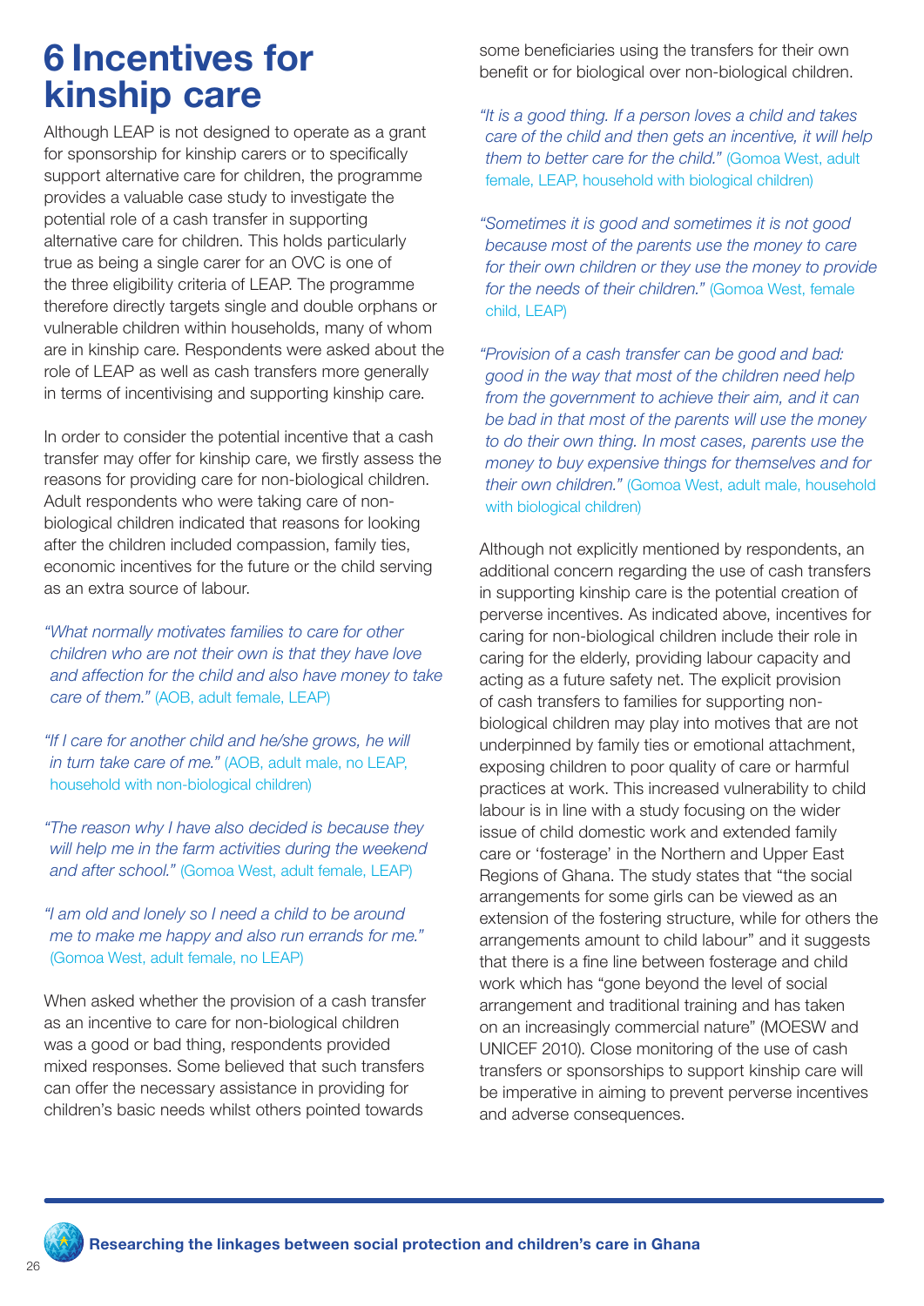# 6 Incentives for kinship care

Although LEAP is not designed to operate as a grant for sponsorship for kinship carers or to specifically support alternative care for children, the programme provides a valuable case study to investigate the potential role of a cash transfer in supporting alternative care for children. This holds particularly true as being a single carer for an OVC is one of the three eligibility criteria of LEAP. The programme therefore directly targets single and double orphans or vulnerable children within households, many of whom are in kinship care. Respondents were asked about the role of LEAP as well as cash transfers more generally in terms of incentivising and supporting kinship care.

In order to consider the potential incentive that a cash transfer may offer for kinship care, we firstly assess the reasons for providing care for non-biological children. Adult respondents who were taking care of non-biological children indicated that reasons for looking after the children included compassion, family ties, economic incentives for the future or the child serving as an extra source of labour.

> *"What normally motivates families to care for other children who are not their own is that they have love and affection for the child and also have money to take care of them."* (AOB, adult female, LEAP)

> *"If I care for another child and he/she grows, he will in turn take care of me."* (AOB, adult male, no LEAP, household with non-biological children)

> *"The reason why I have also decided is because they will help me in the farm activities during the weekend and after school."* (Gomoa West, adult female, LEAP)

> *"I am old and lonely so I need a child to be around me to make me happy and also run errands for me."* (Gomoa West, adult female, no LEAP)

When asked whether the provision of a cash transfer as an incentive to care for non-biological children was a good or bad thing, respondents provided mixed responses. Some believed that such transfers can offer the necessary assistance in providing for children's basic needs whilst others pointed towards some beneficiaries using the transfers for their own benefit or for biological over non-biological children.

> *"It is a good thing. If a person loves a child and takes care of the child and then gets an incentive, it will help them to better care for the child."* (Gomoa West, adult female, LEAP, household with biological children)

> *"Sometimes it is good and sometimes it is not good because most of the parents use the money to care for their own children or they use the money to provide for the needs of their children."* (Gomoa West, female child, LEAP)

> *"Provision of a cash transfer can be good and bad: good in the way that most of the children need help from the government to achieve their aim, and it can be bad in that most of the parents will use the money to do their own thing. In most cases, parents use the money to buy expensive things for themselves and for their own children."* (Gomoa West, adult male, household with biological children)

Although not explicitly mentioned by respondents, an additional concern regarding the use of cash transfers in supporting kinship care is the potential creation of perverse incentives. As indicated above, incentives for caring for non-biological children include their role in caring for the elderly, providing labour capacity and acting as a future safety net. The explicit provision of cash transfers to families for supporting non-biological children may play into motives that are not underpinned by family ties or emotional attachment, exposing children to poor quality of care or harmful practices at work. This increased vulnerability to child labour is in line with a study focusing on the wider issue of child domestic work and extended family care or 'fosterage' in the Northern and Upper East Regions of Ghana. The study states that "the social arrangements for some girls can be viewed as an extension of the fostering structure, while for others the arrangements amount to child labour" and it suggests that there is a fine line between fosterage and child work which has "gone beyond the level of social arrangement and traditional training and has taken on an increasingly commercial nature" (MOESW and UNICEF 2010). Close monitoring of the use of cash transfers or sponsorships to support kinship care will be imperative in aiming to prevent perverse incentives and adverse consequences.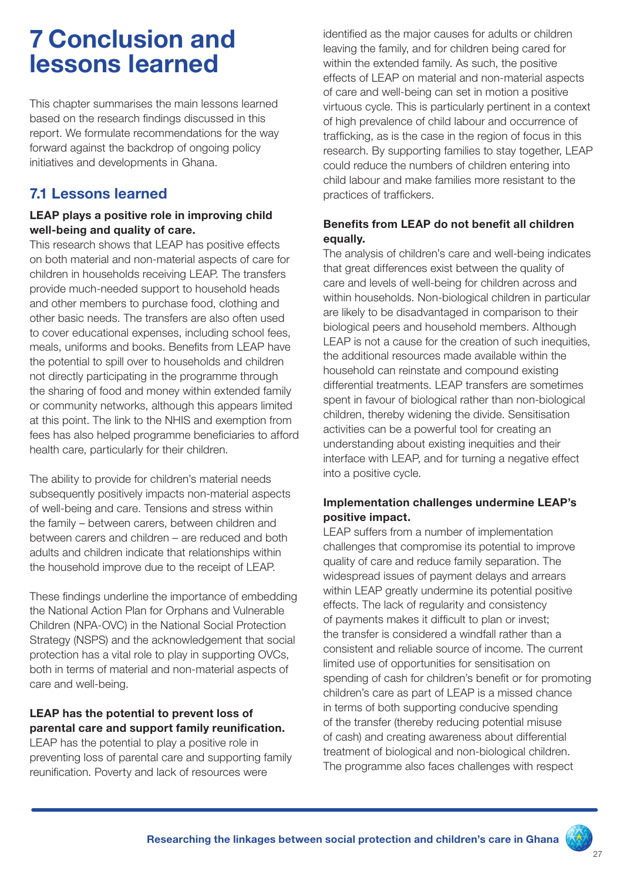# 7 Conclusion and lessons learned

This chapter summarises the main lessons learned based on the research findings discussed in this report. We formulate recommendations for the way forward against the backdrop of ongoing policy initiatives and developments in Ghana.

## 7.1 Lessons learned

**LEAP plays a positive role in improving child well-being and quality of care.**

This research shows that LEAP has positive effects on both material and non-material aspects of care for children in households receiving LEAP. The transfers provide much-needed support to household heads and other members to purchase food, clothing and other basic needs. The transfers are also often used to cover educational expenses, including school fees, meals, uniforms and books. Benefits from LEAP have the potential to spill over to households and children not directly participating in the programme through the sharing of food and money within extended family or community networks, although this appears limited at this point. The link to the NHIS and exemption from fees has also helped programme beneficiaries to afford health care, particularly for their children.

The ability to provide for children's material needs subsequently positively impacts non-material aspects of well-being and care. Tensions and stress within the family – between carers, between children and between carers and children – are reduced and both adults and children indicate that relationships within the household improve due to the receipt of LEAP.

These findings underline the importance of embedding the National Action Plan for Orphans and Vulnerable Children (NPA-OVC) in the National Social Protection Strategy (NSPS) and the acknowledgement that social protection has a vital role to play in supporting OVCs, both in terms of material and non-material aspects of care and well-being.

**LEAP has the potential to prevent loss of parental care and support family reunification.**

LEAP has the potential to play a positive role in preventing loss of parental care and supporting family reunification. Poverty and lack of resources were identified as the major causes for adults or children leaving the family, and for children being cared for within the extended family. As such, the positive effects of LEAP on material and non-material aspects of care and well-being can set in motion a positive virtuous cycle. This is particularly pertinent in a context of high prevalence of child labour and occurrence of trafficking, as is the case in the region of focus in this research. By supporting families to stay together, LEAP could reduce the numbers of children entering into child labour and make families more resistant to the practices of traffickers.

**Benefits from LEAP do not benefit all children equally.**

The analysis of children's care and well-being indicates that great differences exist between the quality of care and levels of well-being for children across and within households. Non-biological children in particular are likely to be disadvantaged in comparison to their biological peers and household members. Although LEAP is not a cause for the creation of such inequities, the additional resources made available within the household can reinstate and compound existing differential treatments. LEAP transfers are sometimes spent in favour of biological rather than non-biological children, thereby widening the divide. Sensitisation activities can be a powerful tool for creating an understanding about existing inequities and their interface with LEAP, and for turning a negative effect into a positive cycle.

**Implementation challenges undermine LEAP's positive impact.**

LEAP suffers from a number of implementation challenges that compromise its potential to improve quality of care and reduce family separation. The widespread issues of payment delays and arrears within LEAP greatly undermine its potential positive effects. The lack of regularity and consistency of payments makes it difficult to plan or invest; the transfer is considered a windfall rather than a consistent and reliable source of income. The current limited use of opportunities for sensitisation on spending of cash for children's benefit or for promoting children's care as part of LEAP is a missed chance in terms of both supporting conducive spending of the transfer (thereby reducing potential misuse of cash) and creating awareness about differential treatment of biological and non-biological children. The programme also faces challenges with respect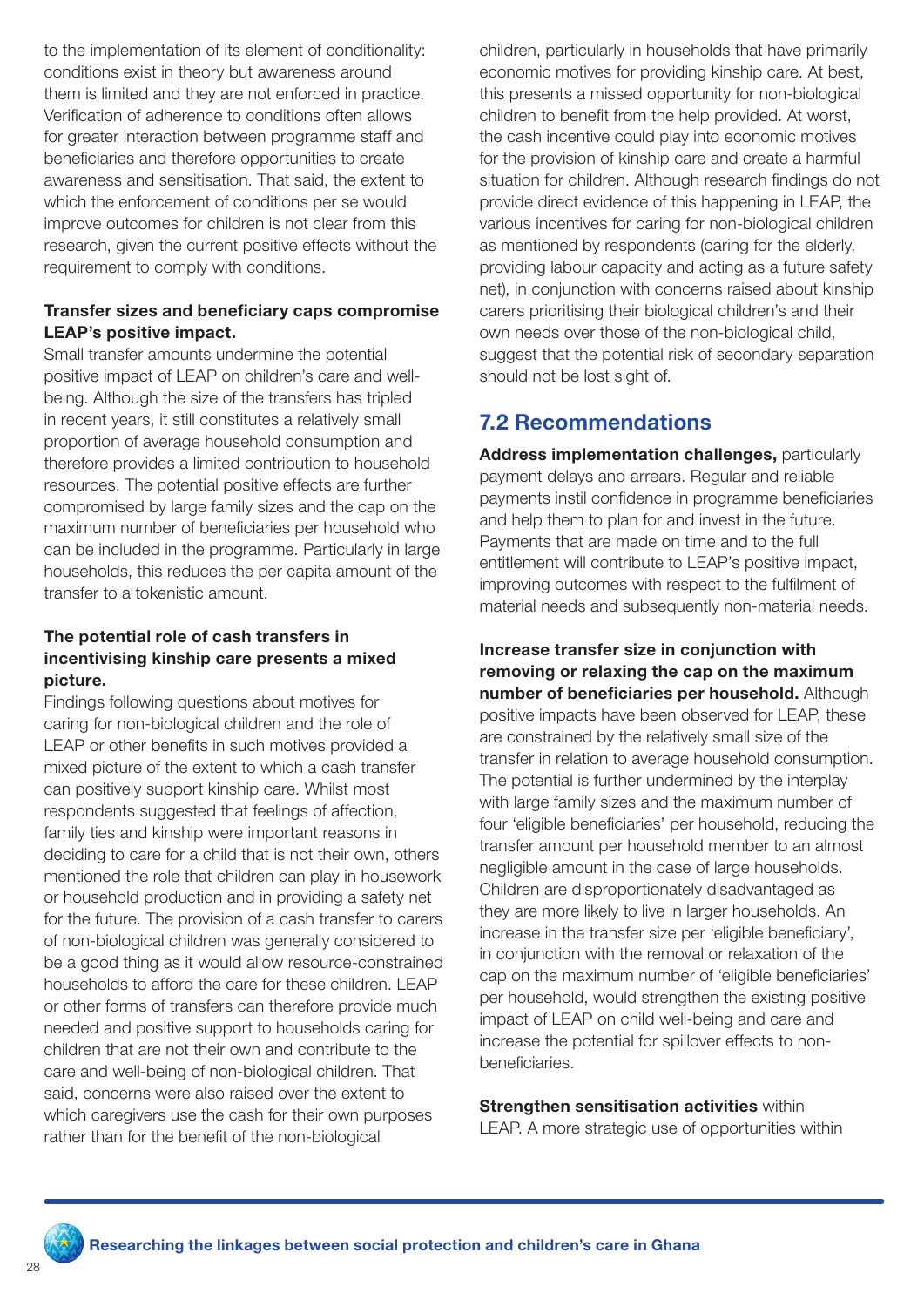to the implementation of its element of conditionality: conditions exist in theory but awareness around them is limited and they are not enforced in practice. Verification of adherence to conditions often allows for greater interaction between programme staff and beneficiaries and therefore opportunities to create awareness and sensitisation. That said, the extent to which the enforcement of conditions per se would improve outcomes for children is not clear from this research, given the current positive effects without the requirement to comply with conditions.

**Transfer sizes and beneficiary caps compromise LEAP's positive impact.**
Small transfer amounts undermine the potential positive impact of LEAP on children's care and well-being. Although the size of the transfers has tripled in recent years, it still constitutes a relatively small proportion of average household consumption and therefore provides a limited contribution to household resources. The potential positive effects are further compromised by large family sizes and the cap on the maximum number of beneficiaries per household who can be included in the programme. Particularly in large households, this reduces the per capita amount of the transfer to a tokenistic amount.

**The potential role of cash transfers in incentivising kinship care presents a mixed picture.**
Findings following questions about motives for caring for non-biological children and the role of LEAP or other benefits in such motives provided a mixed picture of the extent to which a cash transfer can positively support kinship care. Whilst most respondents suggested that feelings of affection, family ties and kinship were important reasons in deciding to care for a child that is not their own, others mentioned the role that children can play in housework or household production and in providing a safety net for the future. The provision of a cash transfer to carers of non-biological children was generally considered to be a good thing as it would allow resource-constrained households to afford the care for these children. LEAP or other forms of transfers can therefore provide much needed and positive support to households caring for children that are not their own and contribute to the care and well-being of non-biological children. That said, concerns were also raised over the extent to which caregivers use the cash for their own purposes rather than for the benefit of the non-biological children, particularly in households that have primarily economic motives for providing kinship care. At best, this presents a missed opportunity for non-biological children to benefit from the help provided. At worst, the cash incentive could play into economic motives for the provision of kinship care and create a harmful situation for children. Although research findings do not provide direct evidence of this happening in LEAP, the various incentives for caring for non-biological children as mentioned by respondents (caring for the elderly, providing labour capacity and acting as a future safety net), in conjunction with concerns raised about kinship carers prioritising their biological children's and their own needs over those of the non-biological child, suggest that the potential risk of secondary separation should not be lost sight of.

## 7.2 Recommendations

**Address implementation challenges,** particularly payment delays and arrears. Regular and reliable payments instil confidence in programme beneficiaries and help them to plan for and invest in the future. Payments that are made on time and to the full entitlement will contribute to LEAP's positive impact, improving outcomes with respect to the fulfilment of material needs and subsequently non-material needs.

**Increase transfer size in conjunction with removing or relaxing the cap on the maximum number of beneficiaries per household.** Although positive impacts have been observed for LEAP, these are constrained by the relatively small size of the transfer in relation to average household consumption. The potential is further undermined by the interplay with large family sizes and the maximum number of four 'eligible beneficiaries' per household, reducing the transfer amount per household member to an almost negligible amount in the case of large households. Children are disproportionately disadvantaged as they are more likely to live in larger households. An increase in the transfer size per 'eligible beneficiary', in conjunction with the removal or relaxation of the cap on the maximum number of 'eligible beneficiaries' per household, would strengthen the existing positive impact of LEAP on child well-being and care and increase the potential for spillover effects to non-beneficiaries.

**Strengthen sensitisation activities** within LEAP. A more strategic use of opportunities within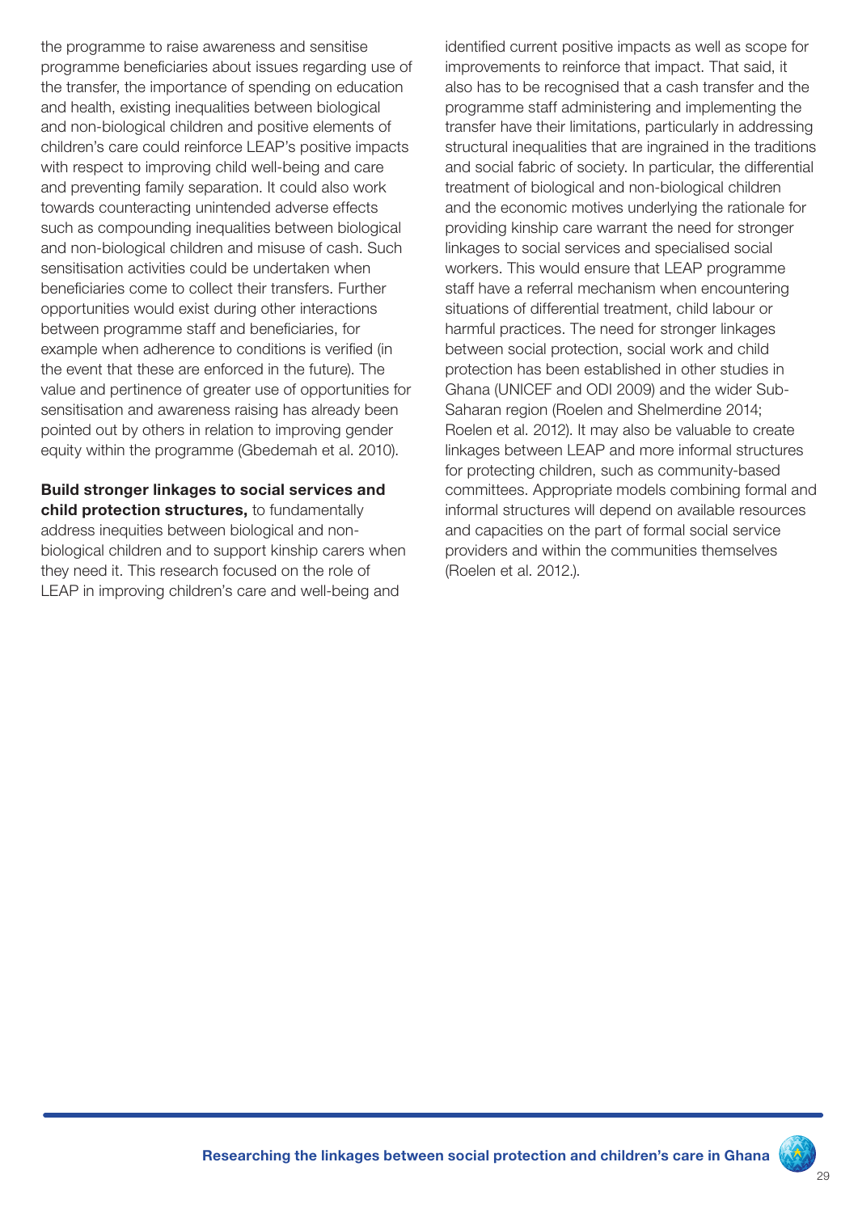the programme to raise awareness and sensitise programme beneficiaries about issues regarding use of the transfer, the importance of spending on education and health, existing inequalities between biological and non-biological children and positive elements of children's care could reinforce LEAP's positive impacts with respect to improving child well-being and care and preventing family separation. It could also work towards counteracting unintended adverse effects such as compounding inequalities between biological and non-biological children and misuse of cash. Such sensitisation activities could be undertaken when beneficiaries come to collect their transfers. Further opportunities would exist during other interactions between programme staff and beneficiaries, for example when adherence to conditions is verified (in the event that these are enforced in the future). The value and pertinence of greater use of opportunities for sensitisation and awareness raising has already been pointed out by others in relation to improving gender equity within the programme (Gbedemah et al. 2010).

**Build stronger linkages to social services and child protection structures,** to fundamentally address inequities between biological and non-biological children and to support kinship carers when they need it. This research focused on the role of LEAP in improving children's care and well-being and identified current positive impacts as well as scope for improvements to reinforce that impact. That said, it also has to be recognised that a cash transfer and the programme staff administering and implementing the transfer have their limitations, particularly in addressing structural inequalities that are ingrained in the traditions and social fabric of society. In particular, the differential treatment of biological and non-biological children and the economic motives underlying the rationale for providing kinship care warrant the need for stronger linkages to social services and specialised social workers. This would ensure that LEAP programme staff have a referral mechanism when encountering situations of differential treatment, child labour or harmful practices. The need for stronger linkages between social protection, social work and child protection has been established in other studies in Ghana (UNICEF and ODI 2009) and the wider Sub-Saharan region (Roelen and Shelmerdine 2014; Roelen et al. 2012). It may also be valuable to create linkages between LEAP and more informal structures for protecting children, such as community-based committees. Appropriate models combining formal and informal structures will depend on available resources and capacities on the part of formal social service providers and within the communities themselves (Roelen et al. 2012.).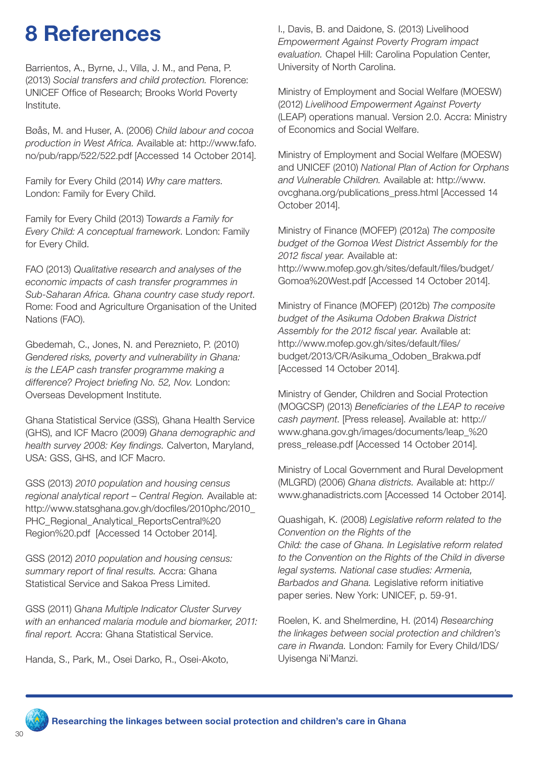# 8 References

Barrientos, A., Byrne, J., Villa, J. M., and Pena, P. (2013) *Social transfers and child protection.* Florence: UNICEF Office of Research; Brooks World Poverty Institute.

Bøås, M. and Huser, A. (2006) *Child labour and cocoa production in West Africa.* Available at: http://www.fafo.no/pub/rapp/522/522.pdf [Accessed 14 October 2014].

Family for Every Child (2014) *Why care matters.* London: Family for Every Child.

Family for Every Child (2013) T*owards a Family for Every Child: A conceptual framework*. London: Family for Every Child.

FAO (2013) *Qualitative research and analyses of the economic impacts of cash transfer programmes in Sub-Saharan Africa. Ghana country case study report*. Rome: Food and Agriculture Organisation of the United Nations (FAO).

Gbedemah, C., Jones, N. and Pereznieto, P. (2010) *Gendered risks, poverty and vulnerability in Ghana: is the LEAP cash transfer programme making a difference? Project briefing No. 52, Nov.* London: Overseas Development Institute.

Ghana Statistical Service (GSS), Ghana Health Service (GHS), and ICF Macro (2009) *Ghana demographic and health survey 2008: Key findings.* Calverton, Maryland, USA: GSS, GHS, and ICF Macro.

GSS (2013) *2010 population and housing census regional analytical report – Central Region.* Available at: http://www.statsghana.gov.gh/docfiles/2010phc/2010_PHC_Regional_Analytical_ReportsCentral%20 Region%20.pdf [Accessed 14 October 2014].

GSS (2012) *2010 population and housing census: summary report of final results.* Accra: Ghana Statistical Service and Sakoa Press Limited.

GSS (2011) G*hana Multiple Indicator Cluster Survey with an enhanced malaria module and biomarker, 2011: final report.* Accra: Ghana Statistical Service.

Handa, S., Park, M., Osei Darko, R., Osei-Akoto, I., Davis, B. and Daidone, S. (2013) Livelihood *Empowerment Against Poverty Program impact evaluation.* Chapel Hill: Carolina Population Center, University of North Carolina.

Ministry of Employment and Social Welfare (MOESW) (2012) *Livelihood Empowerment Against Poverty* (LEAP) operations manual. Version 2.0. Accra: Ministry of Economics and Social Welfare.

Ministry of Employment and Social Welfare (MOESW) and UNICEF (2010) *National Plan of Action for Orphans and Vulnerable Children.* Available at: http://www.ovcghana.org/publications_press.html [Accessed 14 October 2014].

Ministry of Finance (MOFEP) (2012a) *The composite budget of the Gomoa West District Assembly for the 2012 fiscal year.* Available at: http://www.mofep.gov.gh/sites/default/files/budget/Gomoa%20West.pdf [Accessed 14 October 2014].

Ministry of Finance (MOFEP) (2012b) *The composite budget of the Asikuma Odoben Brakwa District Assembly for the 2012 fiscal year.* Available at: http://www.mofep.gov.gh/sites/default/files/budget/2013/CR/Asikuma_Odoben_Brakwa.pdf [Accessed 14 October 2014].

Ministry of Gender, Children and Social Protection (MOGCSP) (2013) *Beneficiaries of the LEAP to receive cash payment*. [Press release]. Available at: http://www.ghana.gov.gh/images/documents/leap_%20press_release.pdf [Accessed 14 October 2014].

Ministry of Local Government and Rural Development (MLGRD) (2006) *Ghana districts.* Available at: http://www.ghanadistricts.com [Accessed 14 October 2014].

Quashigah, K. (2008) *Legislative reform related to the Convention on the Rights of the Child: the case of Ghana. In Legislative reform related to the Convention on the Rights of the Child in diverse legal systems. National case studies: Armenia, Barbados and Ghana.* Legislative reform initiative paper series. New York: UNICEF, p. 59-91.

Roelen, K. and Shelmerdine, H. (2014) *Researching the linkages between social protection and children's care in Rwanda.* London: Family for Every Child/IDS/Uyisenga Ni'Manzi.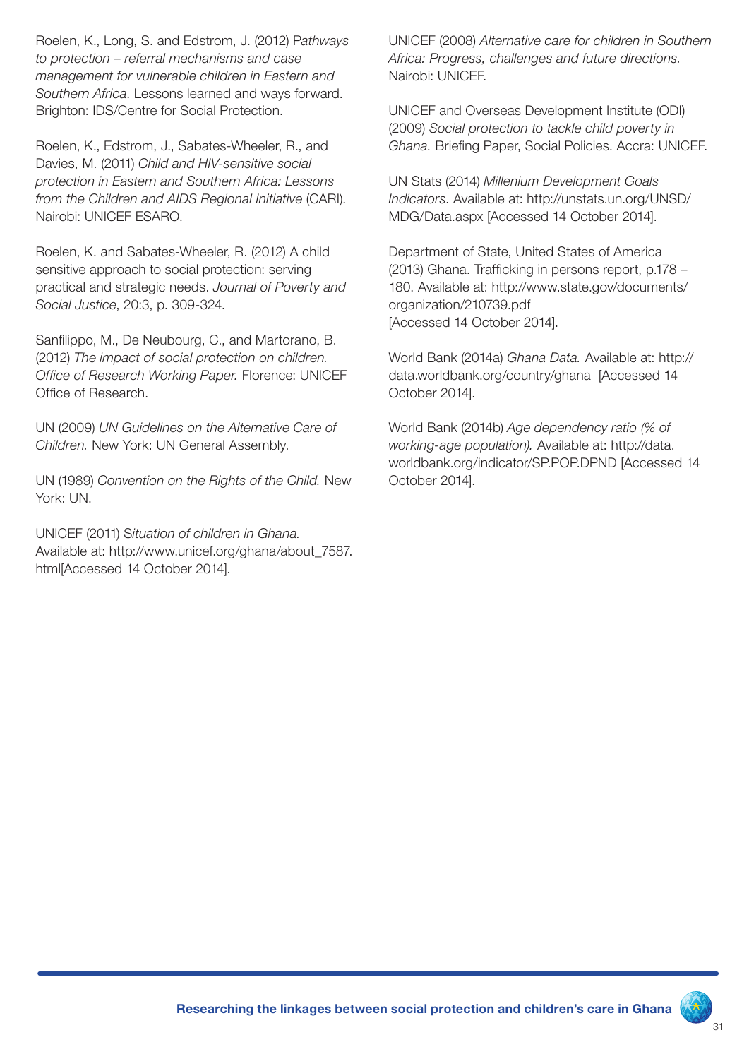Roelen, K., Long, S. and Edstrom, J. (2012) P*athways to protection – referral mechanisms and case management for vulnerable children in Eastern and Southern Africa*. Lessons learned and ways forward. Brighton: IDS/Centre for Social Protection.

Roelen, K., Edstrom, J., Sabates-Wheeler, R., and Davies, M. (2011) *Child and HIV-sensitive social protection in Eastern and Southern Africa: Lessons from the Children and AIDS Regional Initiative* (CARI). Nairobi: UNICEF ESARO.

Roelen, K. and Sabates-Wheeler, R. (2012) A child sensitive approach to social protection: serving practical and strategic needs. *Journal of Poverty and Social Justice*, 20:3, p. 309-324.

Sanfilippo, M., De Neubourg, C., and Martorano, B. (2012) *The impact of social protection on children. Office of Research Working Paper.* Florence: UNICEF Office of Research.

UN (2009) *UN Guidelines on the Alternative Care of Children.* New York: UN General Assembly.

UN (1989) *Convention on the Rights of the Child.* New York: UN.

UNICEF (2011) S*ituation of children in Ghana.* Available at: http://www.unicef.org/ghana/about_7587.html[Accessed 14 October 2014].

UNICEF (2008) *Alternative care for children in Southern Africa: Progress, challenges and future directions.* Nairobi: UNICEF.

UNICEF and Overseas Development Institute (ODI) (2009) *Social protection to tackle child poverty in Ghana.* Briefing Paper, Social Policies. Accra: UNICEF.

UN Stats (2014) *Millenium Development Goals Indicators*. Available at: http://unstats.un.org/UNSD/MDG/Data.aspx [Accessed 14 October 2014].

Department of State, United States of America (2013) Ghana. Trafficking in persons report, p.178 – 180. Available at: http://www.state.gov/documents/organization/210739.pdf [Accessed 14 October 2014].

World Bank (2014a) *Ghana Data.* Available at: http://data.worldbank.org/country/ghana [Accessed 14 October 2014].

World Bank (2014b) *Age dependency ratio (% of working-age population).* Available at: http://data.worldbank.org/indicator/SP.POP.DPND [Accessed 14 October 2014].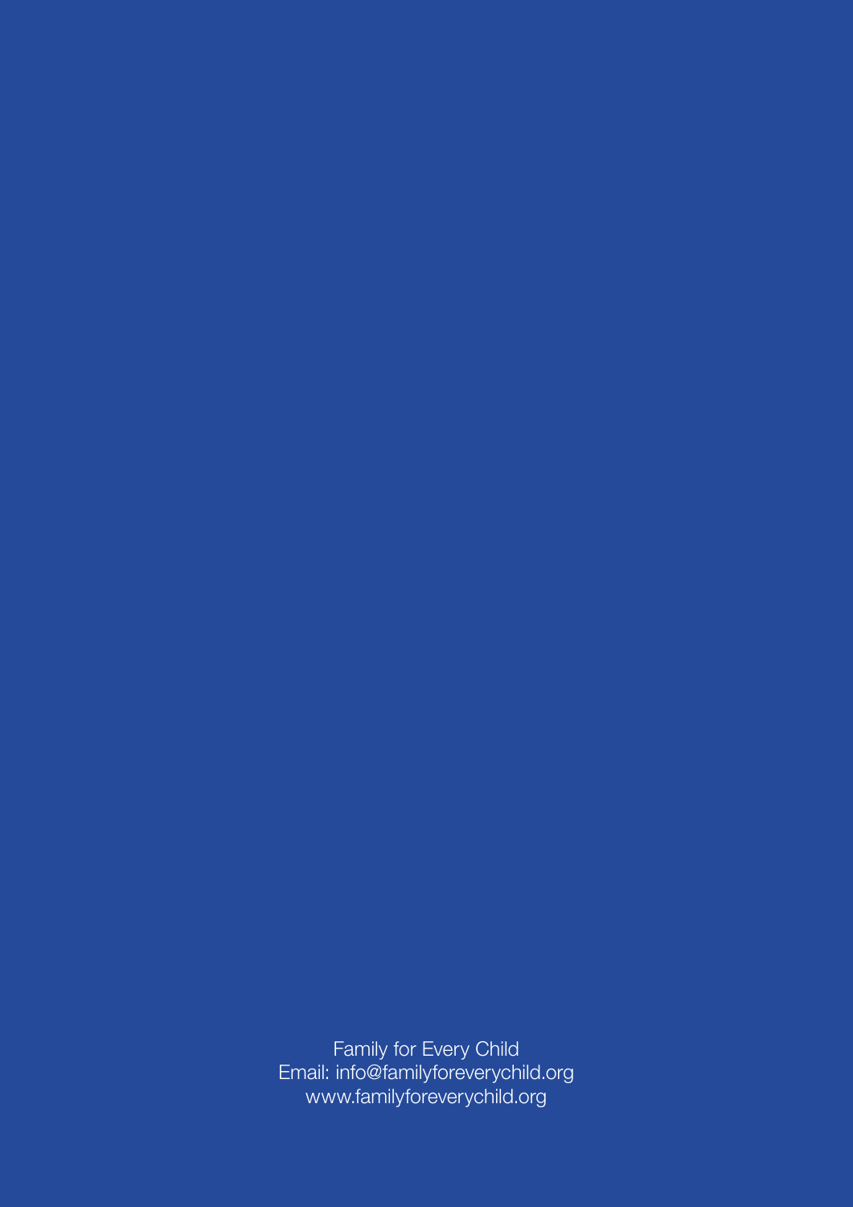Family for Every Child
Email: info@familyforeverychild.org
www.familyforeverychild.org